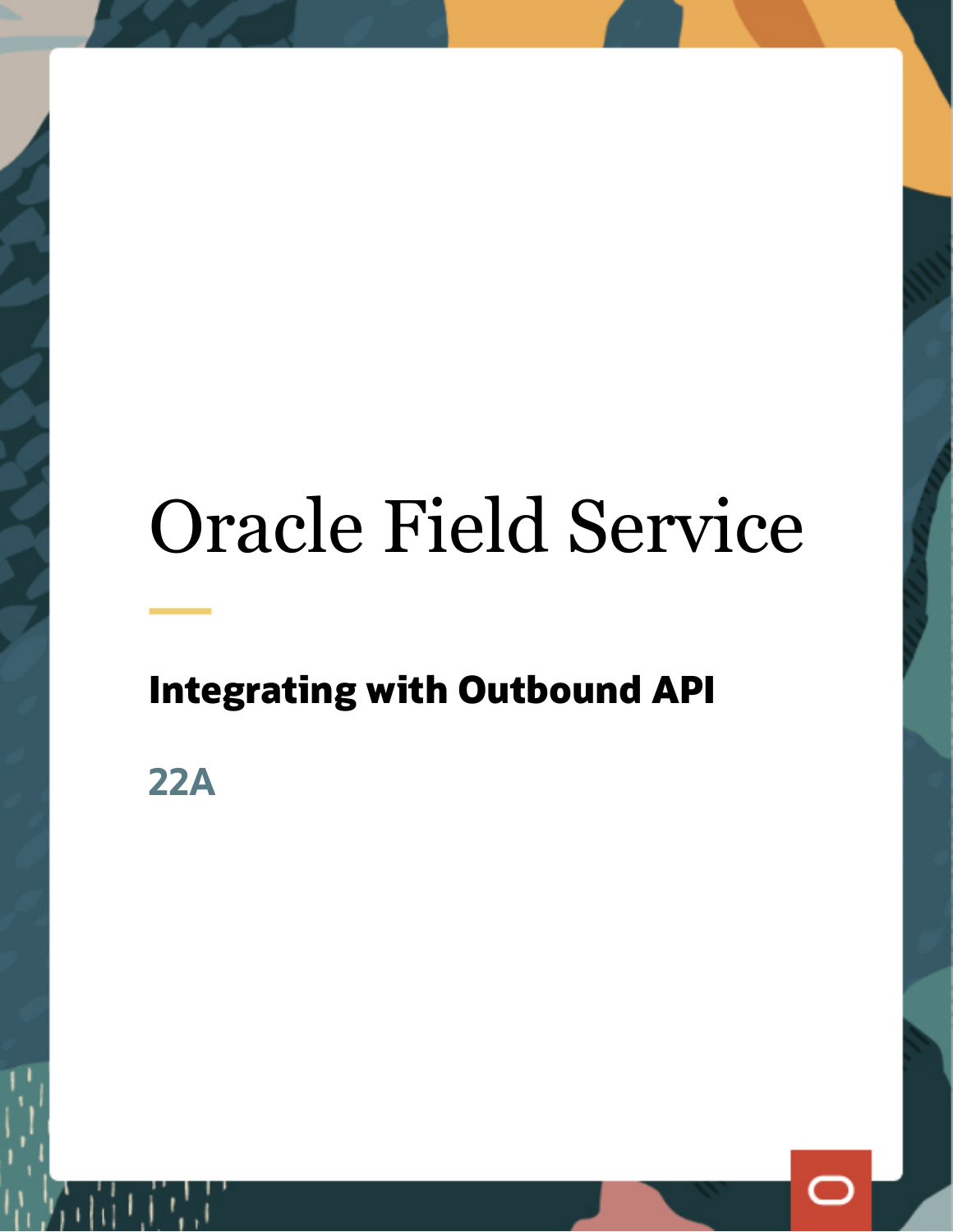# Oracle Field Service

## Integrating with Outbound API

22A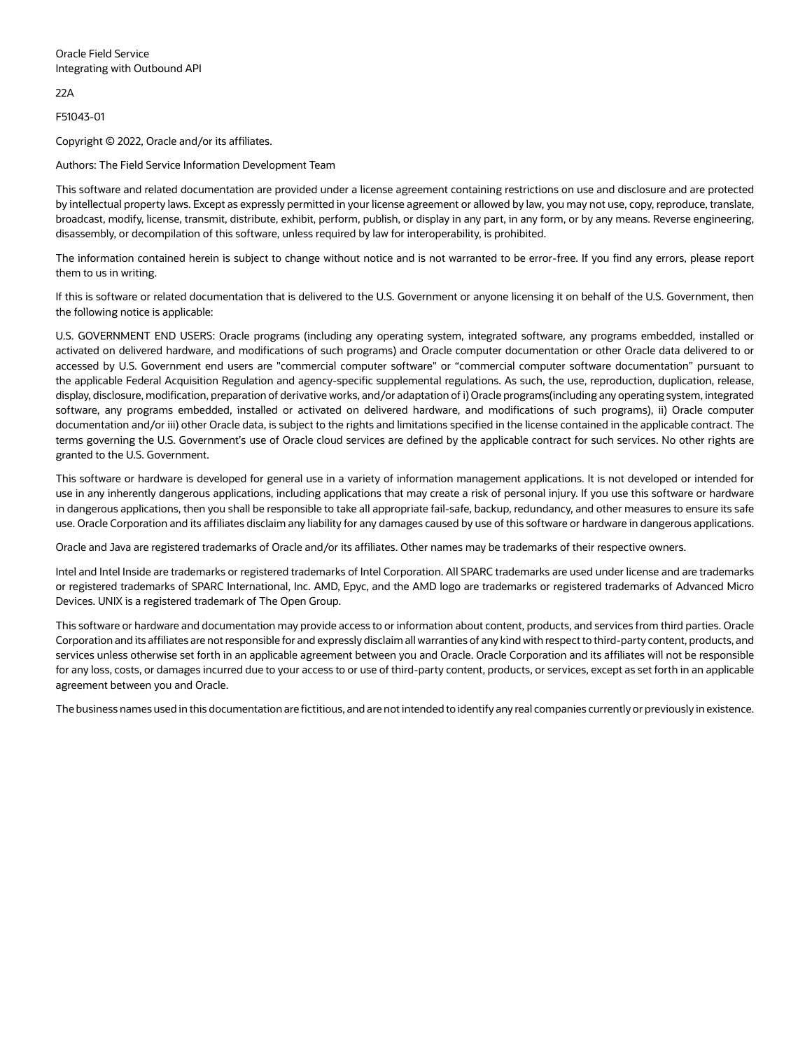Oracle Field Service
Integrating with Outbound API

22A

F51043-01

Copyright © 2022, Oracle and/or its affiliates.

Authors: The Field Service Information Development Team

This software and related documentation are provided under a license agreement containing restrictions on use and disclosure and are protected by intellectual property laws. Except as expressly permitted in your license agreement or allowed by law, you may not use, copy, reproduce, translate, broadcast, modify, license, transmit, distribute, exhibit, perform, publish, or display in any part, in any form, or by any means. Reverse engineering, disassembly, or decompilation of this software, unless required by law for interoperability, is prohibited.

The information contained herein is subject to change without notice and is not warranted to be error-free. If you find any errors, please report them to us in writing.

If this is software or related documentation that is delivered to the U.S. Government or anyone licensing it on behalf of the U.S. Government, then the following notice is applicable:

U.S. GOVERNMENT END USERS: Oracle programs (including any operating system, integrated software, any programs embedded, installed or activated on delivered hardware, and modifications of such programs) and Oracle computer documentation or other Oracle data delivered to or accessed by U.S. Government end users are "commercial computer software" or "commercial computer software documentation" pursuant to the applicable Federal Acquisition Regulation and agency-specific supplemental regulations. As such, the use, reproduction, duplication, release, display, disclosure, modification, preparation of derivative works, and/or adaptation of i) Oracle programs(including any operating system, integrated software, any programs embedded, installed or activated on delivered hardware, and modifications of such programs), ii) Oracle computer documentation and/or iii) other Oracle data, is subject to the rights and limitations specified in the license contained in the applicable contract. The terms governing the U.S. Government's use of Oracle cloud services are defined by the applicable contract for such services. No other rights are granted to the U.S. Government.

This software or hardware is developed for general use in a variety of information management applications. It is not developed or intended for use in any inherently dangerous applications, including applications that may create a risk of personal injury. If you use this software or hardware in dangerous applications, then you shall be responsible to take all appropriate fail-safe, backup, redundancy, and other measures to ensure its safe use. Oracle Corporation and its affiliates disclaim any liability for any damages caused by use of this software or hardware in dangerous applications.

Oracle and Java are registered trademarks of Oracle and/or its affiliates. Other names may be trademarks of their respective owners.

Intel and Intel Inside are trademarks or registered trademarks of Intel Corporation. All SPARC trademarks are used under license and are trademarks or registered trademarks of SPARC International, Inc. AMD, Epyc, and the AMD logo are trademarks or registered trademarks of Advanced Micro Devices. UNIX is a registered trademark of The Open Group.

This software or hardware and documentation may provide access to or information about content, products, and services from third parties. Oracle Corporation and its affiliates are not responsible for and expressly disclaim all warranties of any kind with respect to third-party content, products, and services unless otherwise set forth in an applicable agreement between you and Oracle. Oracle Corporation and its affiliates will not be responsible for any loss, costs, or damages incurred due to your access to or use of third-party content, products, or services, except as set forth in an applicable agreement between you and Oracle.

The business names used in this documentation are fictitious, and are not intended to identify any real companies currently or previously in existence.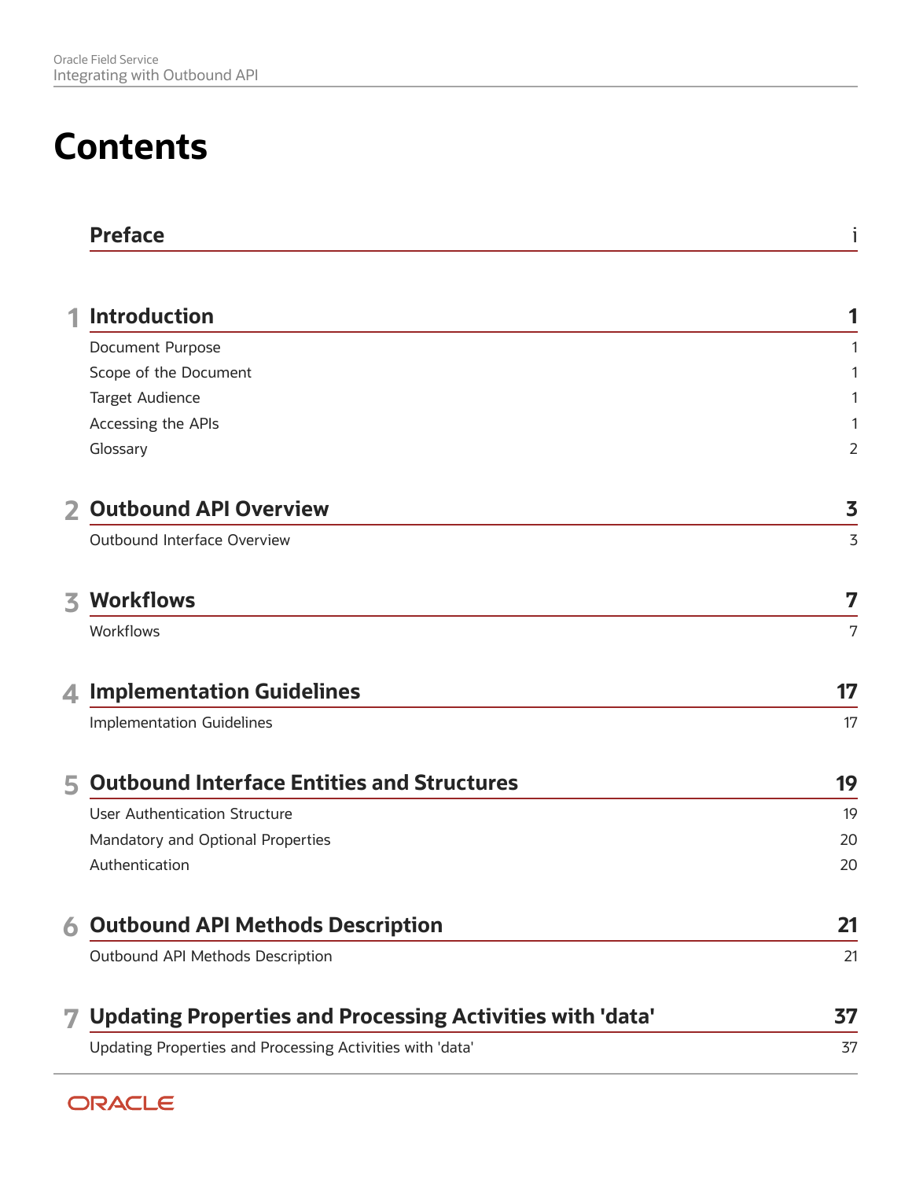# Contents

| | |
|---|---|
| **Preface** | **i** |

## 1 Introduction — 1

| | |
|---|---|
| Document Purpose | 1 |
| Scope of the Document | 1 |
| Target Audience | 1 |
| Accessing the APIs | 1 |
| Glossary | 2 |

## 2 Outbound API Overview — 3

| | |
|---|---|
| Outbound Interface Overview | 3 |

## 3 Workflows — 7

| | |
|---|---|
| Workflows | 7 |

## 4 Implementation Guidelines — 17

| | |
|---|---|
| Implementation Guidelines | 17 |

## 5 Outbound Interface Entities and Structures — 19

| | |
|---|---|
| User Authentication Structure | 19 |
| Mandatory and Optional Properties | 20 |
| Authentication | 20 |

## 6 Outbound API Methods Description — 21

| | |
|---|---|
| Outbound API Methods Description | 21 |

## 7 Updating Properties and Processing Activities with 'data' — 37

| | |
|---|---|
| Updating Properties and Processing Activities with 'data' | 37 |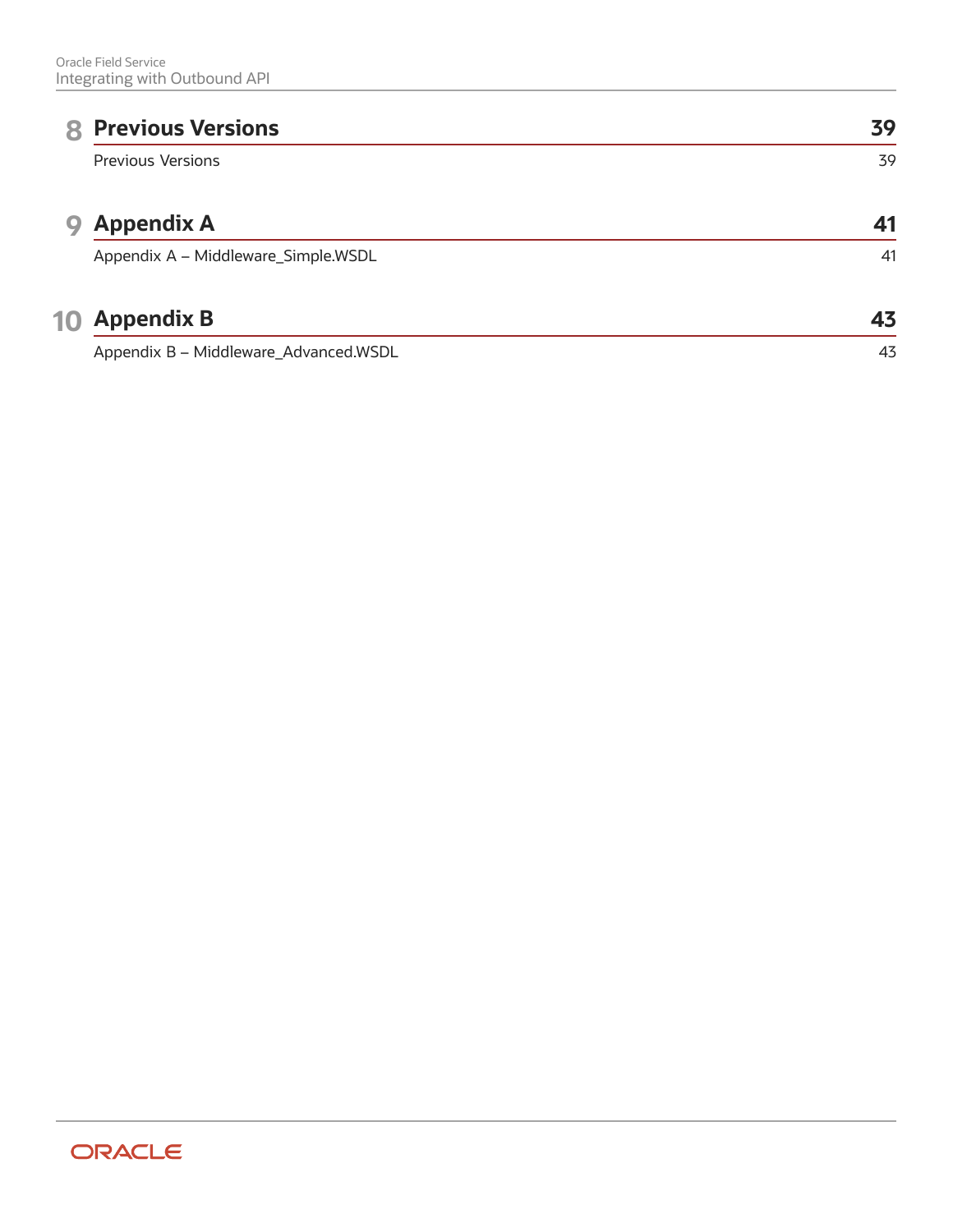| | | |
|---|---|---|
| **8** | **Previous Versions** | **39** |
| | Previous Versions | 39 |
| **9** | **Appendix A** | **41** |
| | Appendix A – Middleware_Simple.WSDL | 41 |
| **10** | **Appendix B** | **43** |
| | Appendix B – Middleware_Advanced.WSDL | 43 |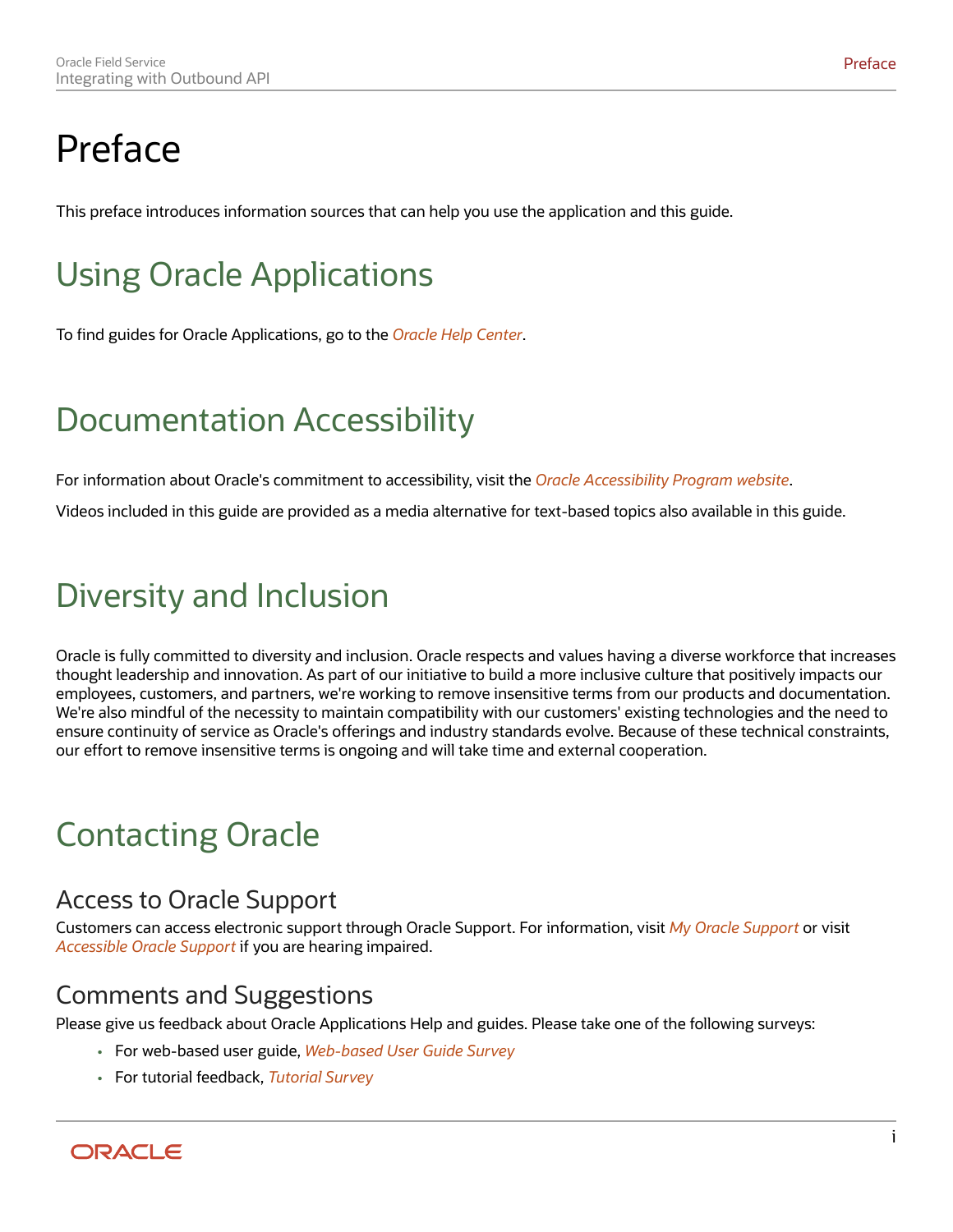# Preface

This preface introduces information sources that can help you use the application and this guide.

## Using Oracle Applications

To find guides for Oracle Applications, go to the *Oracle Help Center*.

## Documentation Accessibility

For information about Oracle's commitment to accessibility, visit the *Oracle Accessibility Program website*.

Videos included in this guide are provided as a media alternative for text-based topics also available in this guide.

## Diversity and Inclusion

Oracle is fully committed to diversity and inclusion. Oracle respects and values having a diverse workforce that increases thought leadership and innovation. As part of our initiative to build a more inclusive culture that positively impacts our employees, customers, and partners, we're working to remove insensitive terms from our products and documentation. We're also mindful of the necessity to maintain compatibility with our customers' existing technologies and the need to ensure continuity of service as Oracle's offerings and industry standards evolve. Because of these technical constraints, our effort to remove insensitive terms is ongoing and will take time and external cooperation.

## Contacting Oracle

### Access to Oracle Support

Customers can access electronic support through Oracle Support. For information, visit *My Oracle Support* or visit *Accessible Oracle Support* if you are hearing impaired.

### Comments and Suggestions

Please give us feedback about Oracle Applications Help and guides. Please take one of the following surveys:

- For web-based user guide, *Web-based User Guide Survey*
- For tutorial feedback, *Tutorial Survey*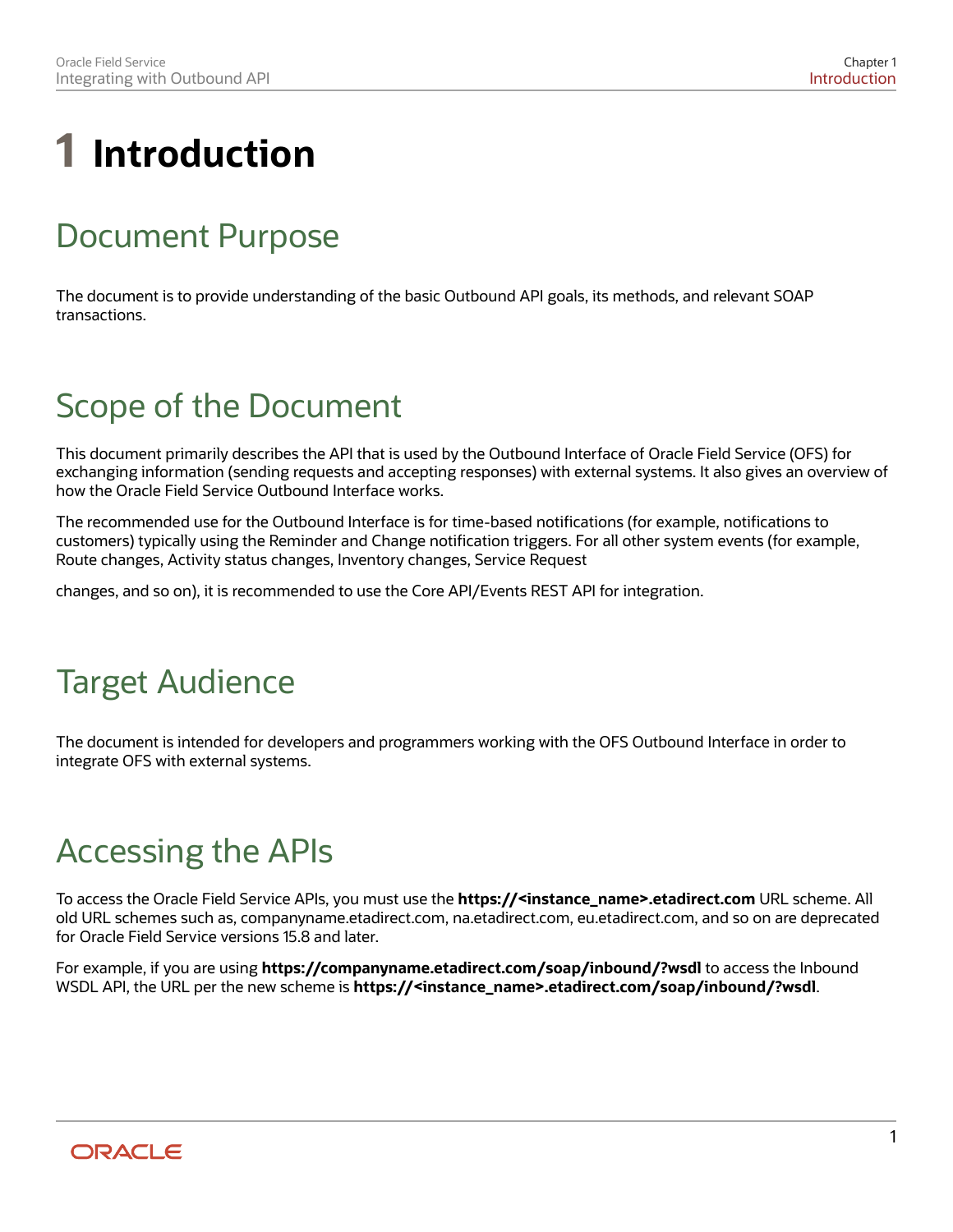# 1 Introduction

## Document Purpose

The document is to provide understanding of the basic Outbound API goals, its methods, and relevant SOAP transactions.

## Scope of the Document

This document primarily describes the API that is used by the Outbound Interface of Oracle Field Service (OFS) for exchanging information (sending requests and accepting responses) with external systems. It also gives an overview of how the Oracle Field Service Outbound Interface works.

The recommended use for the Outbound Interface is for time-based notifications (for example, notifications to customers) typically using the Reminder and Change notification triggers. For all other system events (for example, Route changes, Activity status changes, Inventory changes, Service Request

changes, and so on), it is recommended to use the Core API/Events REST API for integration.

## Target Audience

The document is intended for developers and programmers working with the OFS Outbound Interface in order to integrate OFS with external systems.

## Accessing the APIs

To access the Oracle Field Service APIs, you must use the **https://<instance_name>.etadirect.com** URL scheme. All old URL schemes such as, companyname.etadirect.com, na.etadirect.com, eu.etadirect.com, and so on are deprecated for Oracle Field Service versions 15.8 and later.

For example, if you are using **https://companyname.etadirect.com/soap/inbound/?wsdl** to access the Inbound WSDL API, the URL per the new scheme is **https://<instance_name>.etadirect.com/soap/inbound/?wsdl**.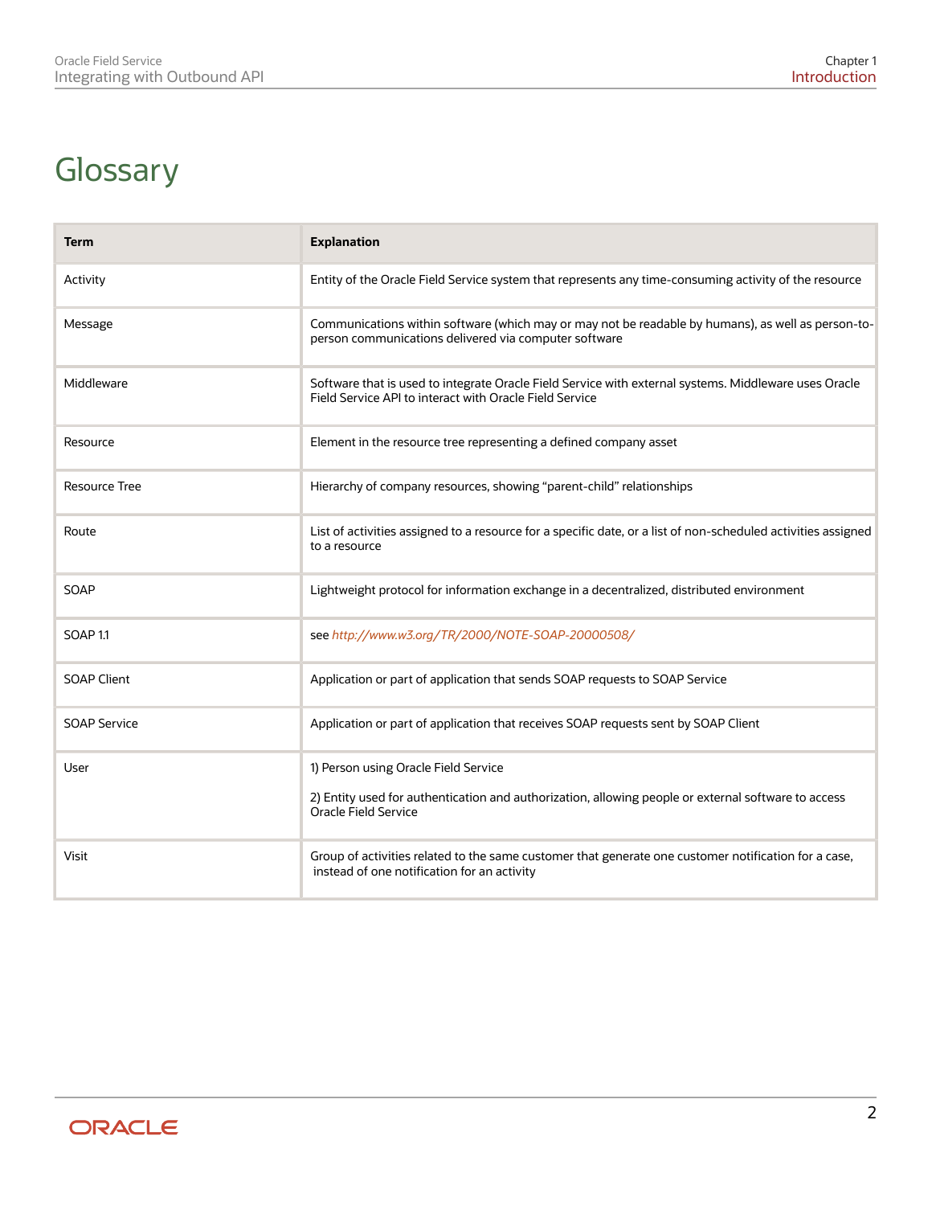# Glossary

| Term | Explanation |
| --- | --- |
| Activity | Entity of the Oracle Field Service system that represents any time-consuming activity of the resource |
| Message | Communications within software (which may or may not be readable by humans), as well as person-to-person communications delivered via computer software |
| Middleware | Software that is used to integrate Oracle Field Service with external systems. Middleware uses Oracle Field Service API to interact with Oracle Field Service |
| Resource | Element in the resource tree representing a defined company asset |
| Resource Tree | Hierarchy of company resources, showing “parent-child” relationships |
| Route | List of activities assigned to a resource for a specific date, or a list of non-scheduled activities assigned to a resource |
| SOAP | Lightweight protocol for information exchange in a decentralized, distributed environment |
| SOAP 1.1 | see *http://www.w3.org/TR/2000/NOTE-SOAP-20000508/* |
| SOAP Client | Application or part of application that sends SOAP requests to SOAP Service |
| SOAP Service | Application or part of application that receives SOAP requests sent by SOAP Client |
| User | 1) Person using Oracle Field Service<br><br>2) Entity used for authentication and authorization, allowing people or external software to access Oracle Field Service |
| Visit | Group of activities related to the same customer that generate one customer notification for a case, instead of one notification for an activity |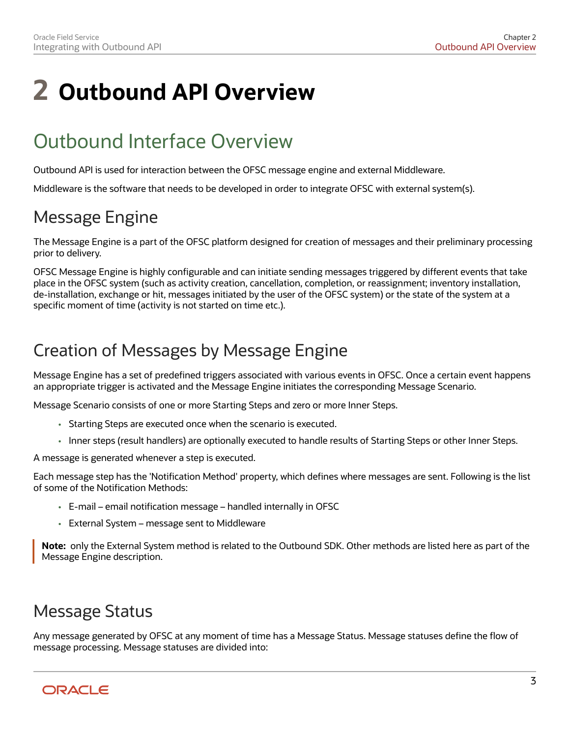# 2 Outbound API Overview

## Outbound Interface Overview

Outbound API is used for interaction between the OFSC message engine and external Middleware.

Middleware is the software that needs to be developed in order to integrate OFSC with external system(s).

### Message Engine

The Message Engine is a part of the OFSC platform designed for creation of messages and their preliminary processing prior to delivery.

OFSC Message Engine is highly configurable and can initiate sending messages triggered by different events that take place in the OFSC system (such as activity creation, cancellation, completion, or reassignment; inventory installation, de-installation, exchange or hit, messages initiated by the user of the OFSC system) or the state of the system at a specific moment of time (activity is not started on time etc.).

### Creation of Messages by Message Engine

Message Engine has a set of predefined triggers associated with various events in OFSC. Once a certain event happens an appropriate trigger is activated and the Message Engine initiates the corresponding Message Scenario.

Message Scenario consists of one or more Starting Steps and zero or more Inner Steps.

- Starting Steps are executed once when the scenario is executed.
- Inner steps (result handlers) are optionally executed to handle results of Starting Steps or other Inner Steps.

A message is generated whenever a step is executed.

Each message step has the 'Notification Method' property, which defines where messages are sent. Following is the list of some of the Notification Methods:

- E-mail – email notification message – handled internally in OFSC
- External System – message sent to Middleware

> **Note:** only the External System method is related to the Outbound SDK. Other methods are listed here as part of the Message Engine description.

### Message Status

Any message generated by OFSC at any moment of time has a Message Status. Message statuses define the flow of message processing. Message statuses are divided into: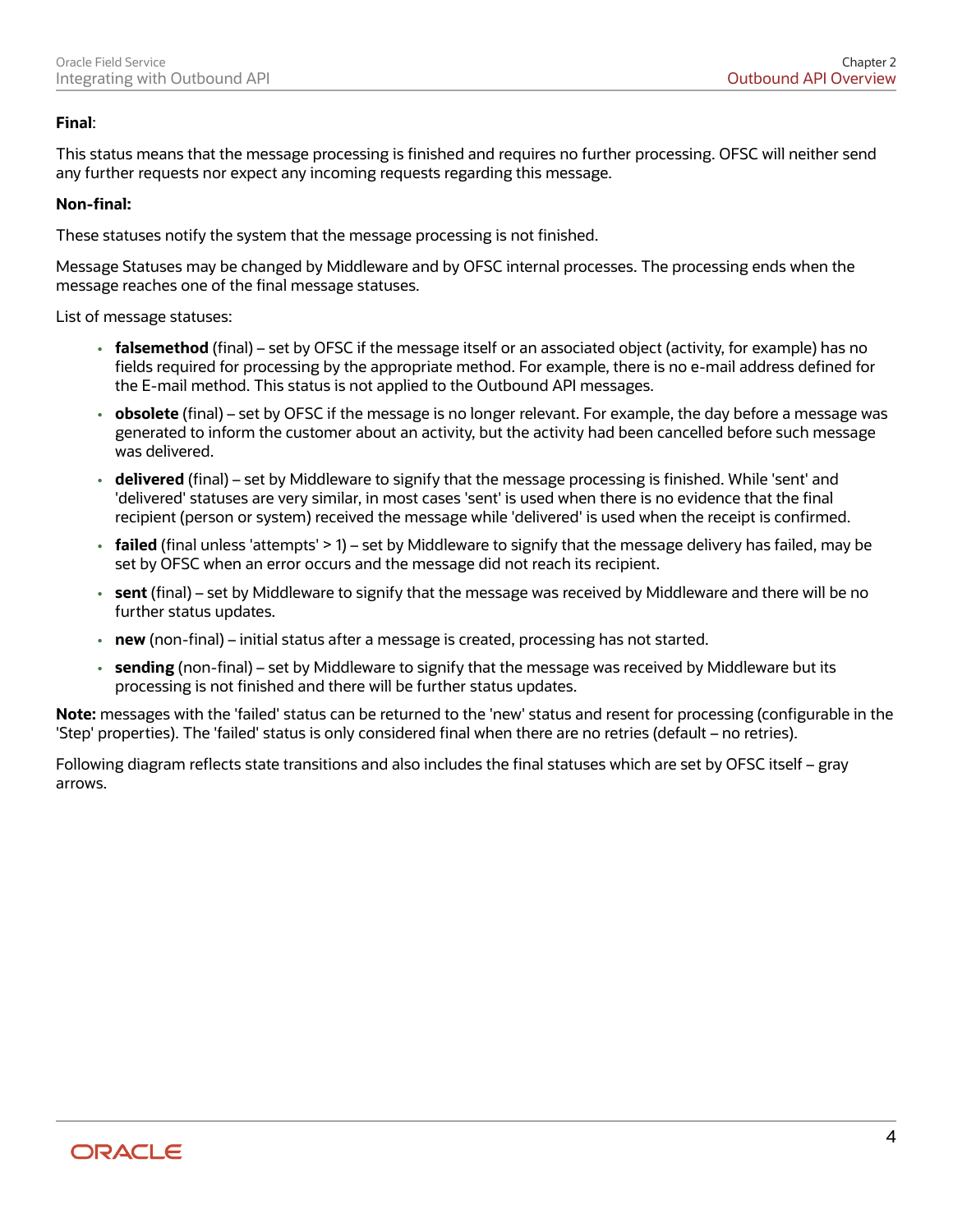**Final**:

This status means that the message processing is finished and requires no further processing. OFSC will neither send any further requests nor expect any incoming requests regarding this message.

**Non-final:**

These statuses notify the system that the message processing is not finished.

Message Statuses may be changed by Middleware and by OFSC internal processes. The processing ends when the message reaches one of the final message statuses.

List of message statuses:

- **falsemethod** (final) – set by OFSC if the message itself or an associated object (activity, for example) has no fields required for processing by the appropriate method. For example, there is no e-mail address defined for the E-mail method. This status is not applied to the Outbound API messages.
- **obsolete** (final) – set by OFSC if the message is no longer relevant. For example, the day before a message was generated to inform the customer about an activity, but the activity had been cancelled before such message was delivered.
- **delivered** (final) – set by Middleware to signify that the message processing is finished. While 'sent' and 'delivered' statuses are very similar, in most cases 'sent' is used when there is no evidence that the final recipient (person or system) received the message while 'delivered' is used when the receipt is confirmed.
- **failed** (final unless 'attempts' > 1) – set by Middleware to signify that the message delivery has failed, may be set by OFSC when an error occurs and the message did not reach its recipient.
- **sent** (final) – set by Middleware to signify that the message was received by Middleware and there will be no further status updates.
- **new** (non-final) – initial status after a message is created, processing has not started.
- **sending** (non-final) – set by Middleware to signify that the message was received by Middleware but its processing is not finished and there will be further status updates.

**Note:** messages with the 'failed' status can be returned to the 'new' status and resent for processing (configurable in the 'Step' properties). The 'failed' status is only considered final when there are no retries (default – no retries).

Following diagram reflects state transitions and also includes the final statuses which are set by OFSC itself – gray arrows.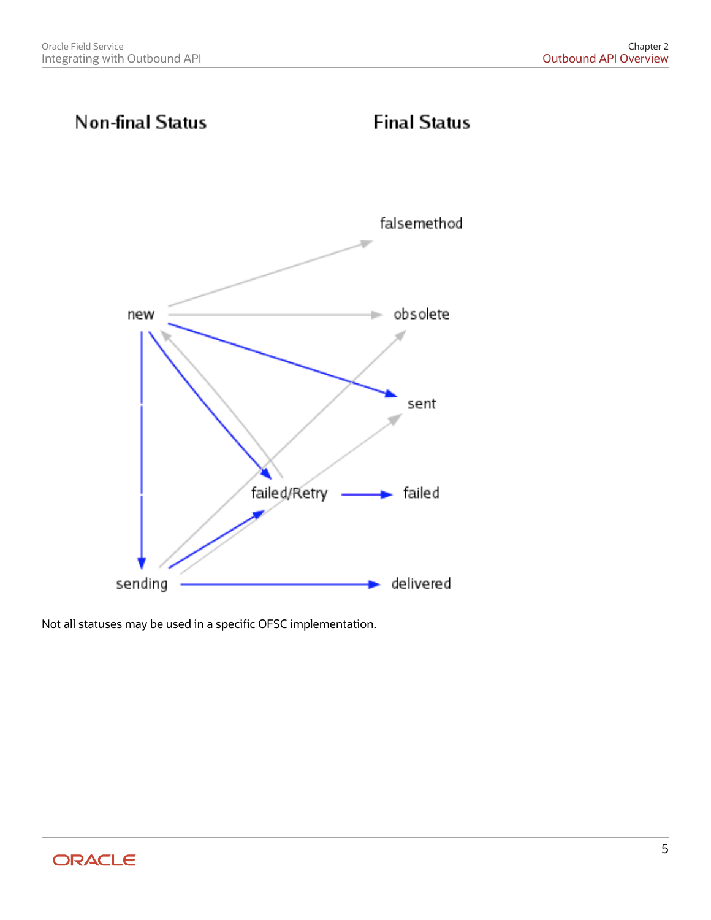Non-final Status

Final Status

falsemethod

new

obsolete

sent

failed/Retry

failed

sending

delivered

Not all statuses may be used in a specific OFSC implementation.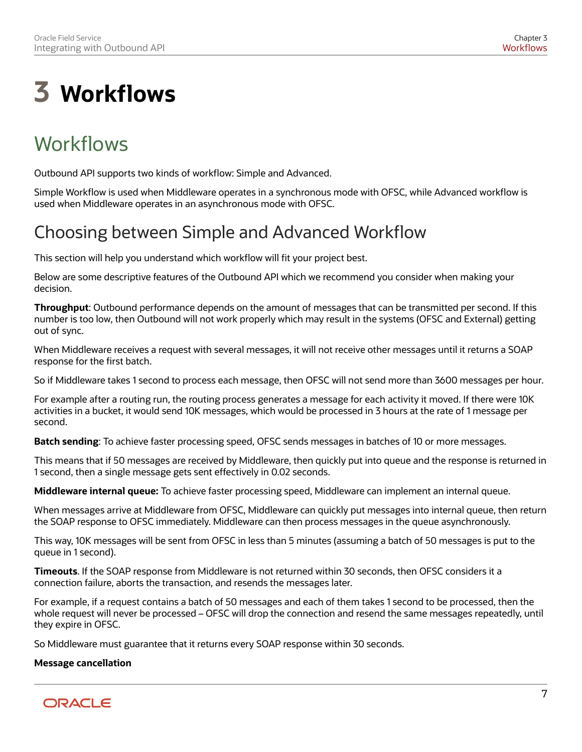# 3 Workflows

## Workflows

Outbound API supports two kinds of workflow: Simple and Advanced.

Simple Workflow is used when Middleware operates in a synchronous mode with OFSC, while Advanced workflow is used when Middleware operates in an asynchronous mode with OFSC.

## Choosing between Simple and Advanced Workflow

This section will help you understand which workflow will fit your project best.

Below are some descriptive features of the Outbound API which we recommend you consider when making your decision.

**Throughput**: Outbound performance depends on the amount of messages that can be transmitted per second. If this number is too low, then Outbound will not work properly which may result in the systems (OFSC and External) getting out of sync.

When Middleware receives a request with several messages, it will not receive other messages until it returns a SOAP response for the first batch.

So if Middleware takes 1 second to process each message, then OFSC will not send more than 3600 messages per hour.

For example after a routing run, the routing process generates a message for each activity it moved. If there were 10K activities in a bucket, it would send 10K messages, which would be processed in 3 hours at the rate of 1 message per second.

**Batch sending**: To achieve faster processing speed, OFSC sends messages in batches of 10 or more messages.

This means that if 50 messages are received by Middleware, then quickly put into queue and the response is returned in 1 second, then a single message gets sent effectively in 0.02 seconds.

**Middleware internal queue:** To achieve faster processing speed, Middleware can implement an internal queue.

When messages arrive at Middleware from OFSC, Middleware can quickly put messages into internal queue, then return the SOAP response to OFSC immediately. Middleware can then process messages in the queue asynchronously.

This way, 10K messages will be sent from OFSC in less than 5 minutes (assuming a batch of 50 messages is put to the queue in 1 second).

**Timeouts**. If the SOAP response from Middleware is not returned within 30 seconds, then OFSC considers it a connection failure, aborts the transaction, and resends the messages later.

For example, if a request contains a batch of 50 messages and each of them takes 1 second to be processed, then the whole request will never be processed – OFSC will drop the connection and resend the same messages repeatedly, until they expire in OFSC.

So Middleware must guarantee that it returns every SOAP response within 30 seconds.

**Message cancellation**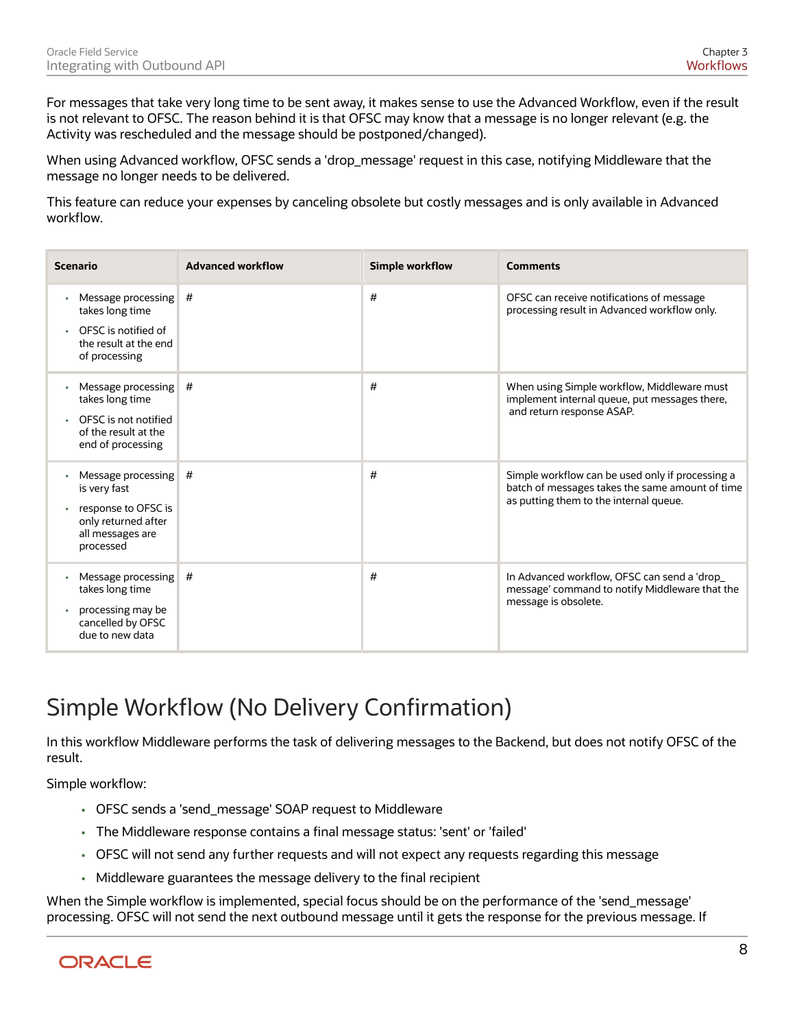For messages that take very long time to be sent away, it makes sense to use the Advanced Workflow, even if the result is not relevant to OFSC. The reason behind it is that OFSC may know that a message is no longer relevant (e.g. the Activity was rescheduled and the message should be postponed/changed).

When using Advanced workflow, OFSC sends a 'drop_message' request in this case, notifying Middleware that the message no longer needs to be delivered.

This feature can reduce your expenses by canceling obsolete but costly messages and is only available in Advanced workflow.

| Scenario | Advanced workflow | Simple workflow | Comments |
| --- | --- | --- | --- |
| • Message processing takes long time<br>• OFSC is notified of the result at the end of processing | # | # | OFSC can receive notifications of message processing result in Advanced workflow only. |
| • Message processing takes long time<br>• OFSC is not notified of the result at the end of processing | # | # | When using Simple workflow, Middleware must implement internal queue, put messages there, and return response ASAP. |
| • Message processing is very fast<br>• response to OFSC is only returned after all messages are processed | # | # | Simple workflow can be used only if processing a batch of messages takes the same amount of time as putting them to the internal queue. |
| • Message processing takes long time<br>• processing may be cancelled by OFSC due to new data | # | # | In Advanced workflow, OFSC can send a 'drop_message' command to notify Middleware that the message is obsolete. |

## Simple Workflow (No Delivery Confirmation)

In this workflow Middleware performs the task of delivering messages to the Backend, but does not notify OFSC of the result.

Simple workflow:

- OFSC sends a 'send_message' SOAP request to Middleware
- The Middleware response contains a final message status: 'sent' or 'failed'
- OFSC will not send any further requests and will not expect any requests regarding this message
- Middleware guarantees the message delivery to the final recipient

When the Simple workflow is implemented, special focus should be on the performance of the 'send_message' processing. OFSC will not send the next outbound message until it gets the response for the previous message. If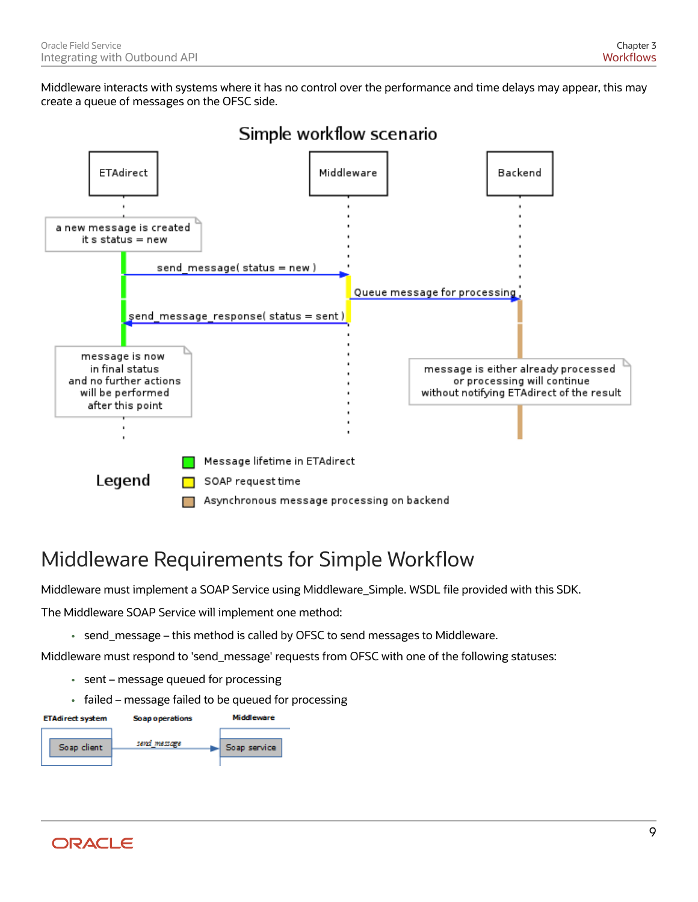Middleware interacts with systems where it has no control over the performance and time delays may appear, this may create a queue of messages on the OFSC side.

Simple workflow scenario

ETAdirect | Middleware | Backend

a new message is created
it s status = new

send_message( status = new )

Queue message for processing

send_message_response( status = sent )

message is now
in final status
and no further actions
will be performed
after this point

message is either already processed
or processing will continue
without notifying ETAdirect of the result

Legend

- Message lifetime in ETAdirect
- SOAP request time
- Asynchronous message processing on backend

## Middleware Requirements for Simple Workflow

Middleware must implement a SOAP Service using Middleware_Simple. WSDL file provided with this SDK.

The Middleware SOAP Service will implement one method:

- send_message – this method is called by OFSC to send messages to Middleware.

Middleware must respond to 'send_message' requests from OFSC with one of the following statuses:

- sent – message queued for processing
- failed – message failed to be queued for processing

ETAdirect system | Soap operations | Middleware

Soap client → send_message → Soap service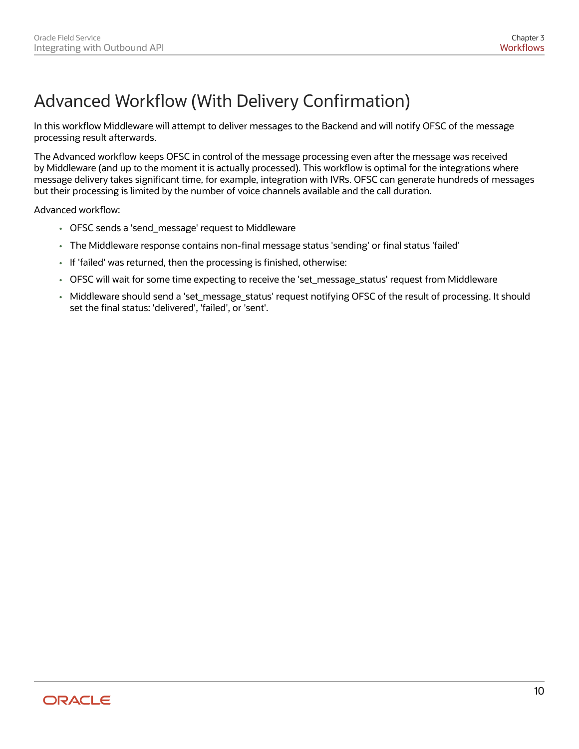# Advanced Workflow (With Delivery Confirmation)

In this workflow Middleware will attempt to deliver messages to the Backend and will notify OFSC of the message processing result afterwards.

The Advanced workflow keeps OFSC in control of the message processing even after the message was received by Middleware (and up to the moment it is actually processed). This workflow is optimal for the integrations where message delivery takes significant time, for example, integration with IVRs. OFSC can generate hundreds of messages but their processing is limited by the number of voice channels available and the call duration.

Advanced workflow:

- OFSC sends a 'send_message' request to Middleware
- The Middleware response contains non-final message status 'sending' or final status 'failed'
- If 'failed' was returned, then the processing is finished, otherwise:
- OFSC will wait for some time expecting to receive the 'set_message_status' request from Middleware
- Middleware should send a 'set_message_status' request notifying OFSC of the result of processing. It should set the final status: 'delivered', 'failed', or 'sent'.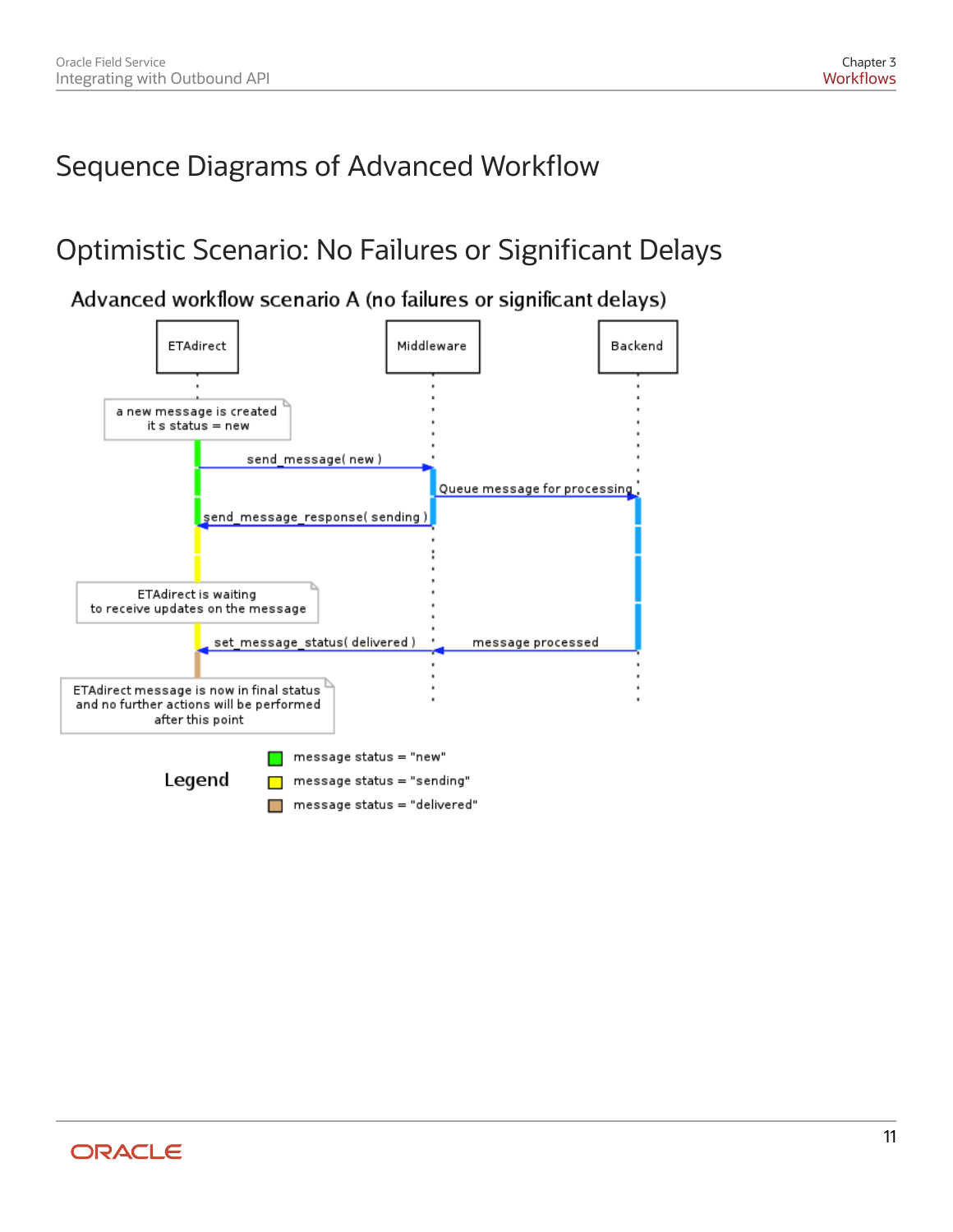# Sequence Diagrams of Advanced Workflow

## Optimistic Scenario: No Failures or Significant Delays

Advanced workflow scenario A (no failures or significant delays)

ETAdirect

Middleware

Backend

a new message is created
it s status = new

send_message( new )

Queue message for processing

send_message_response( sending )

ETAdirect is waiting
to receive updates on the message

set_message_status( delivered )

message processed

ETAdirect message is now in final status
and no further actions will be performed
after this point

Legend

- message status = "new"
- message status = "sending"
- message status = "delivered"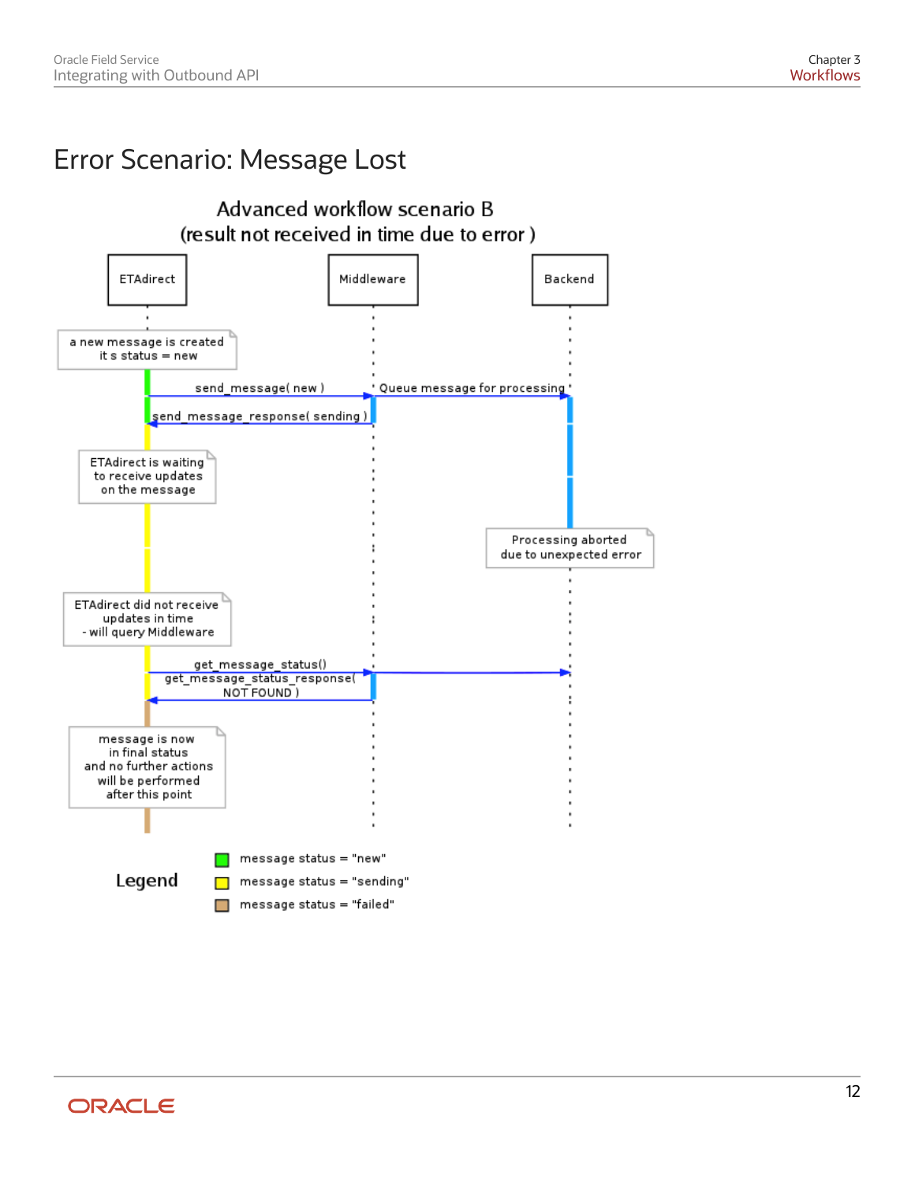# Error Scenario: Message Lost

Advanced workflow scenario B
(result not received in time due to error )

ETAdirect | Middleware | Backend

a new message is created
it s status = new

send_message( new )

Queue message for processing

send_message_response( sending )

ETAdirect is waiting
to receive updates
on the message

Processing aborted
due to unexpected error

ETAdirect did not receive
updates in time
- will query Middleware

get_message_status()

get_message_status_response(
NOT FOUND )

message is now
in final status
and no further actions
will be performed
after this point

Legend

- message status = "new"
- message status = "sending"
- message status = "failed"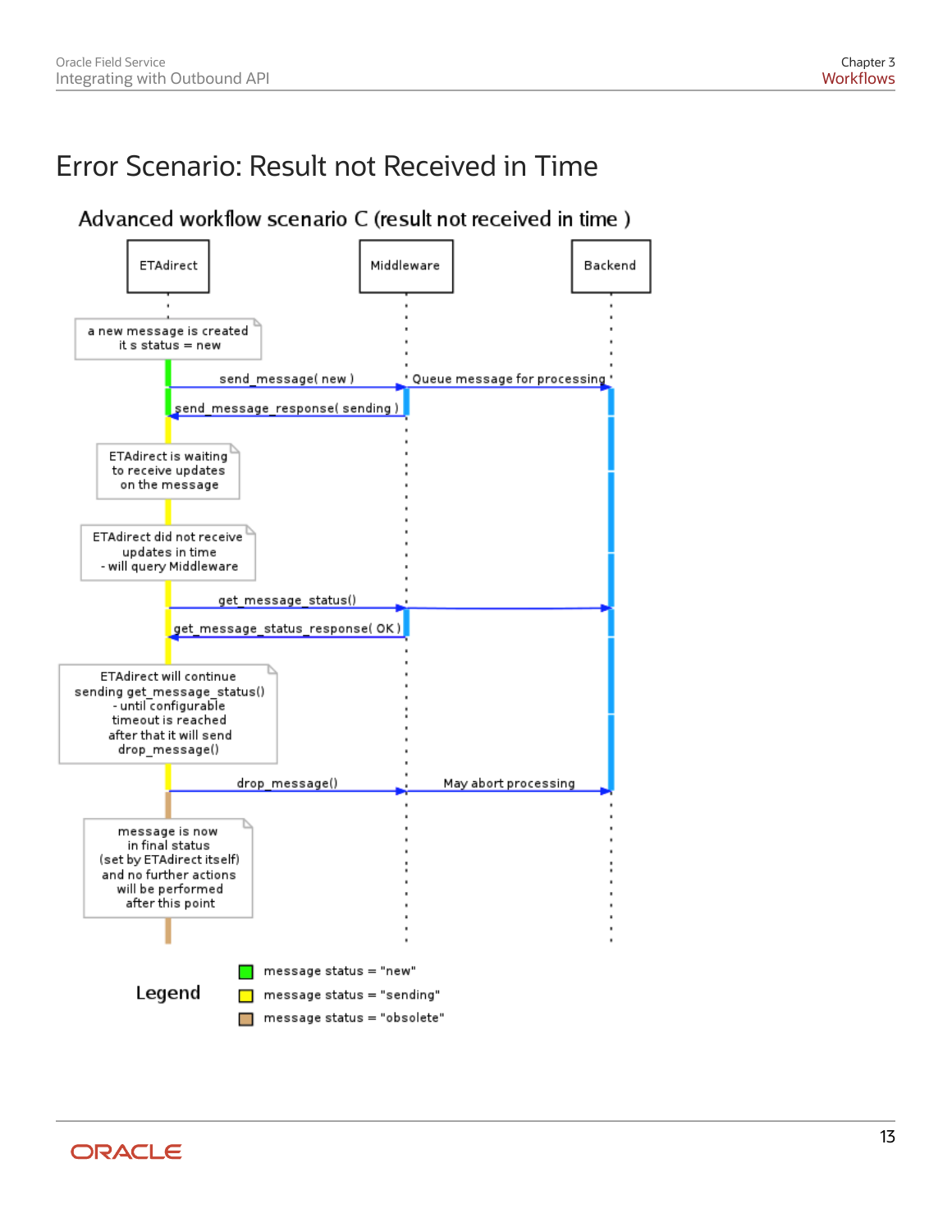# Error Scenario: Result not Received in Time

Advanced workflow scenario C (result not received in time )

ETAdirect | Middleware | Backend

a new message is created
it s status = new

send_message( new )

Queue message for processing

send_message_response( sending )

ETAdirect is waiting
to receive updates
on the message

ETAdirect did not receive
updates in time
- will query Middleware

get_message_status()

get_message_status_response( OK )

ETAdirect will continue
sending get_message_status()
- until configurable
timeout is reached
after that it will send
drop_message()

drop_message()

May abort processing

message is now
in final status
(set by ETAdirect itself)
and no further actions
will be performed
after this point

Legend

- message status = "new"
- message status = "sending"
- message status = "obsolete"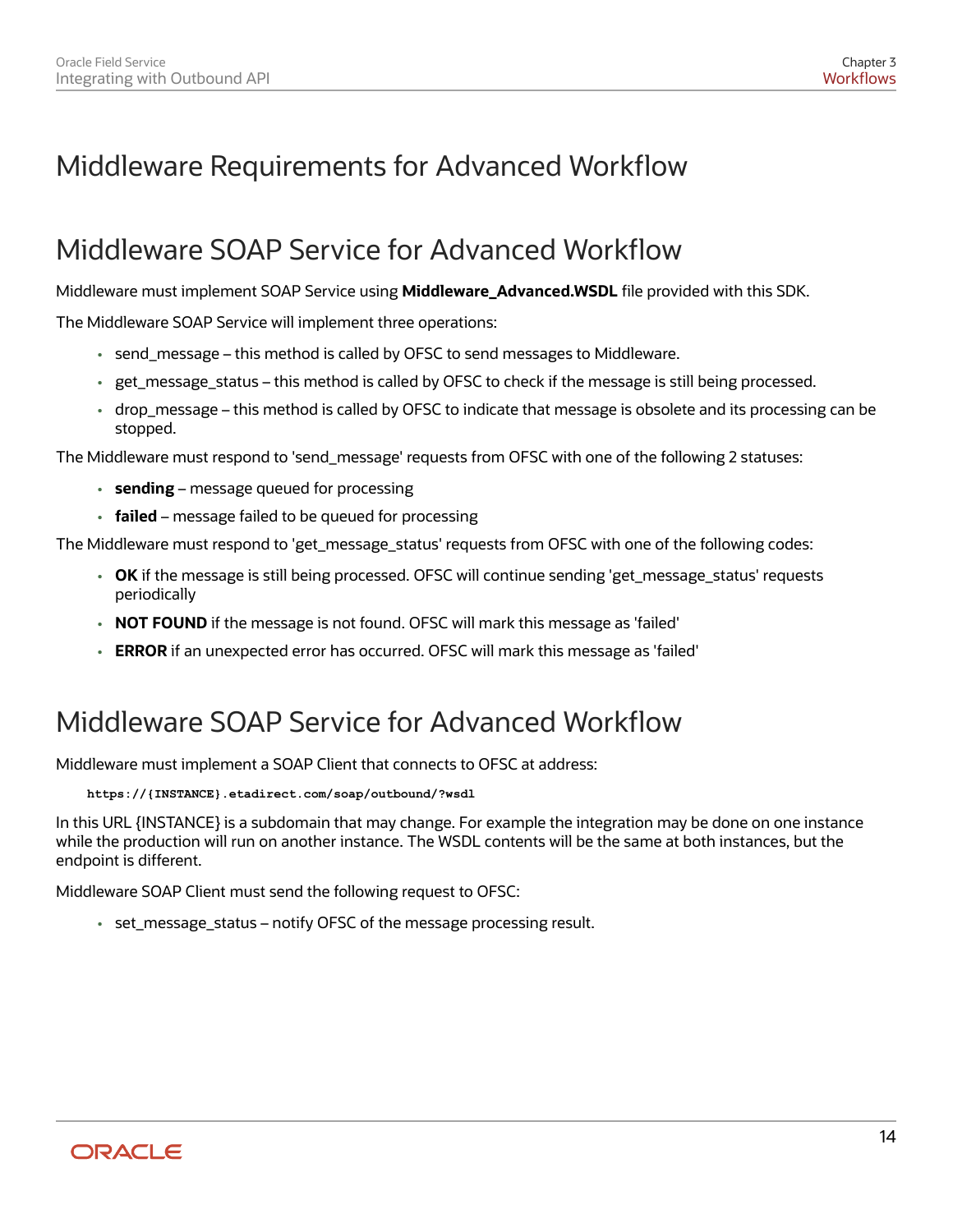# Middleware Requirements for Advanced Workflow

## Middleware SOAP Service for Advanced Workflow

Middleware must implement SOAP Service using **Middleware_Advanced.WSDL** file provided with this SDK.

The Middleware SOAP Service will implement three operations:

- send_message – this method is called by OFSC to send messages to Middleware.
- get_message_status – this method is called by OFSC to check if the message is still being processed.
- drop_message – this method is called by OFSC to indicate that message is obsolete and its processing can be stopped.

The Middleware must respond to 'send_message' requests from OFSC with one of the following 2 statuses:

- **sending** – message queued for processing
- **failed** – message failed to be queued for processing

The Middleware must respond to 'get_message_status' requests from OFSC with one of the following codes:

- **OK** if the message is still being processed. OFSC will continue sending 'get_message_status' requests periodically
- **NOT FOUND** if the message is not found. OFSC will mark this message as 'failed'
- **ERROR** if an unexpected error has occurred. OFSC will mark this message as 'failed'

## Middleware SOAP Service for Advanced Workflow

Middleware must implement a SOAP Client that connects to OFSC at address:

```
https://{INSTANCE}.etadirect.com/soap/outbound/?wsdl
```

In this URL {INSTANCE} is a subdomain that may change. For example the integration may be done on one instance while the production will run on another instance. The WSDL contents will be the same at both instances, but the endpoint is different.

Middleware SOAP Client must send the following request to OFSC:

- set_message_status – notify OFSC of the message processing result.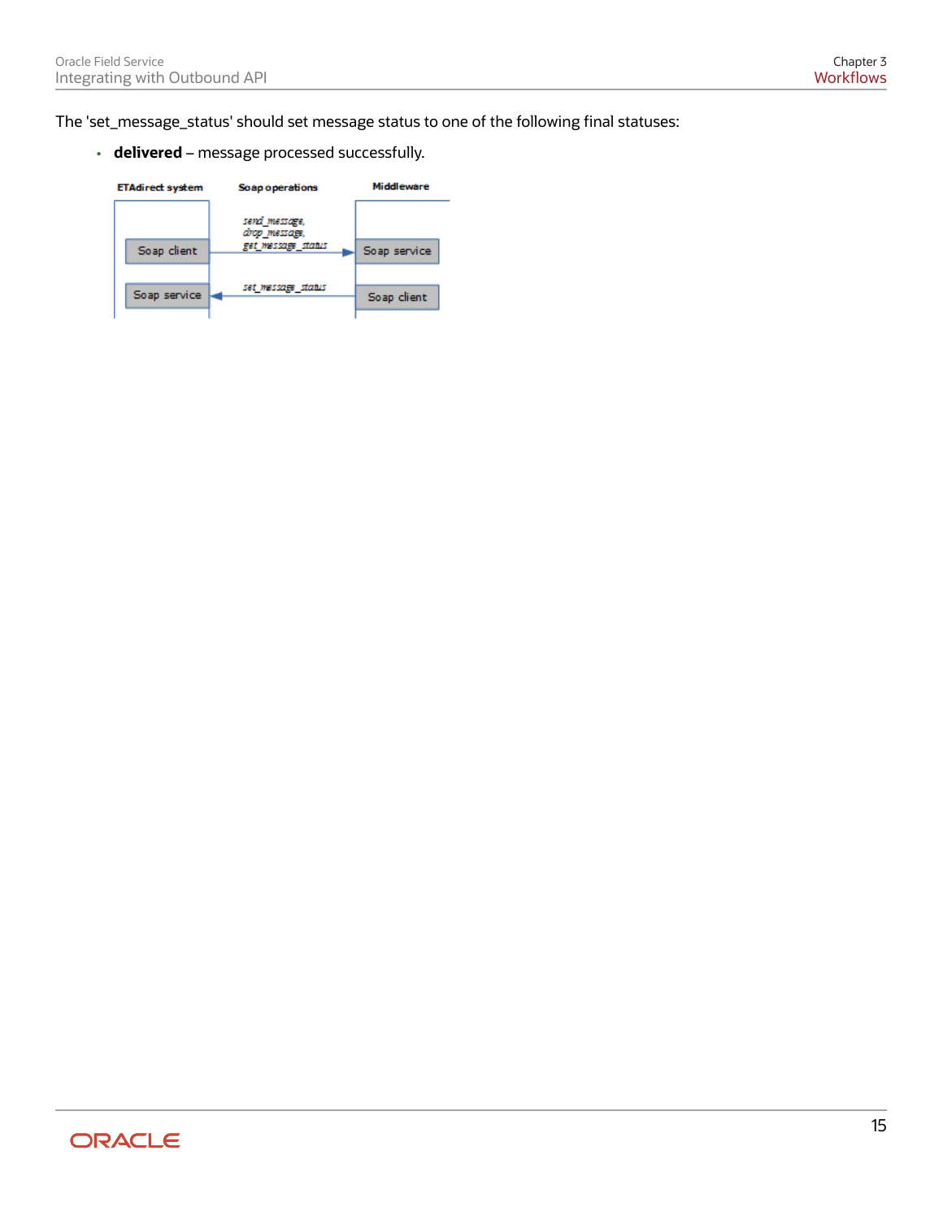The 'set_message_status' should set message status to one of the following final statuses:

- **delivered** – message processed successfully.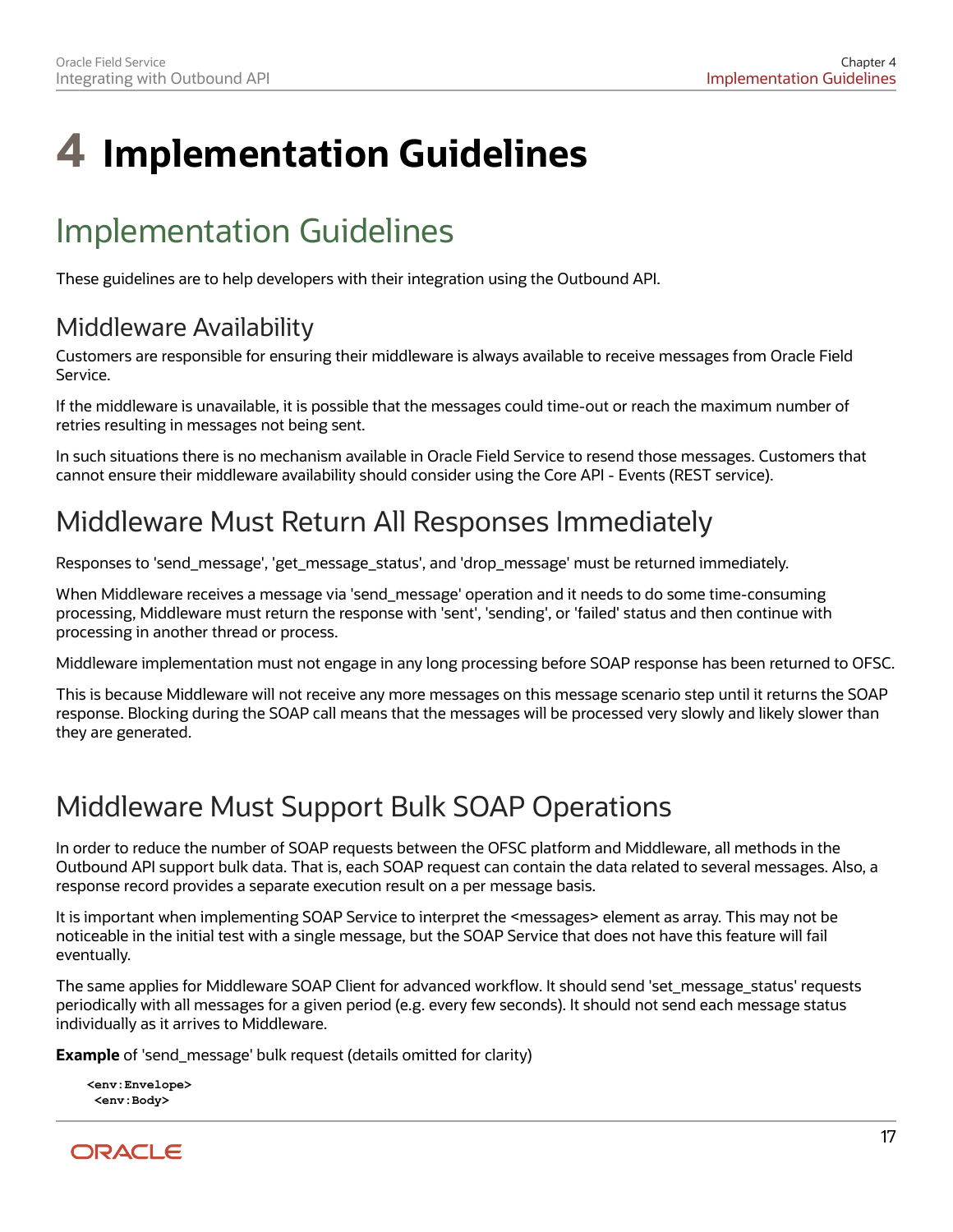# 4 Implementation Guidelines

## Implementation Guidelines

These guidelines are to help developers with their integration using the Outbound API.

### Middleware Availability

Customers are responsible for ensuring their middleware is always available to receive messages from Oracle Field Service.

If the middleware is unavailable, it is possible that the messages could time-out or reach the maximum number of retries resulting in messages not being sent.

In such situations there is no mechanism available in Oracle Field Service to resend those messages. Customers that cannot ensure their middleware availability should consider using the Core API - Events (REST service).

## Middleware Must Return All Responses Immediately

Responses to 'send_message', 'get_message_status', and 'drop_message' must be returned immediately.

When Middleware receives a message via 'send_message' operation and it needs to do some time-consuming processing, Middleware must return the response with 'sent', 'sending', or 'failed' status and then continue with processing in another thread or process.

Middleware implementation must not engage in any long processing before SOAP response has been returned to OFSC.

This is because Middleware will not receive any more messages on this message scenario step until it returns the SOAP response. Blocking during the SOAP call means that the messages will be processed very slowly and likely slower than they are generated.

## Middleware Must Support Bulk SOAP Operations

In order to reduce the number of SOAP requests between the OFSC platform and Middleware, all methods in the Outbound API support bulk data. That is, each SOAP request can contain the data related to several messages. Also, a response record provides a separate execution result on a per message basis.

It is important when implementing SOAP Service to interpret the <messages> element as array. This may not be noticeable in the initial test with a single message, but the SOAP Service that does not have this feature will fail eventually.

The same applies for Middleware SOAP Client for advanced workflow. It should send 'set_message_status' requests periodically with all messages for a given period (e.g. every few seconds). It should not send each message status individually as it arrives to Middleware.

**Example** of 'send_message' bulk request (details omitted for clarity)

```
<env:Envelope>
 <env:Body>
```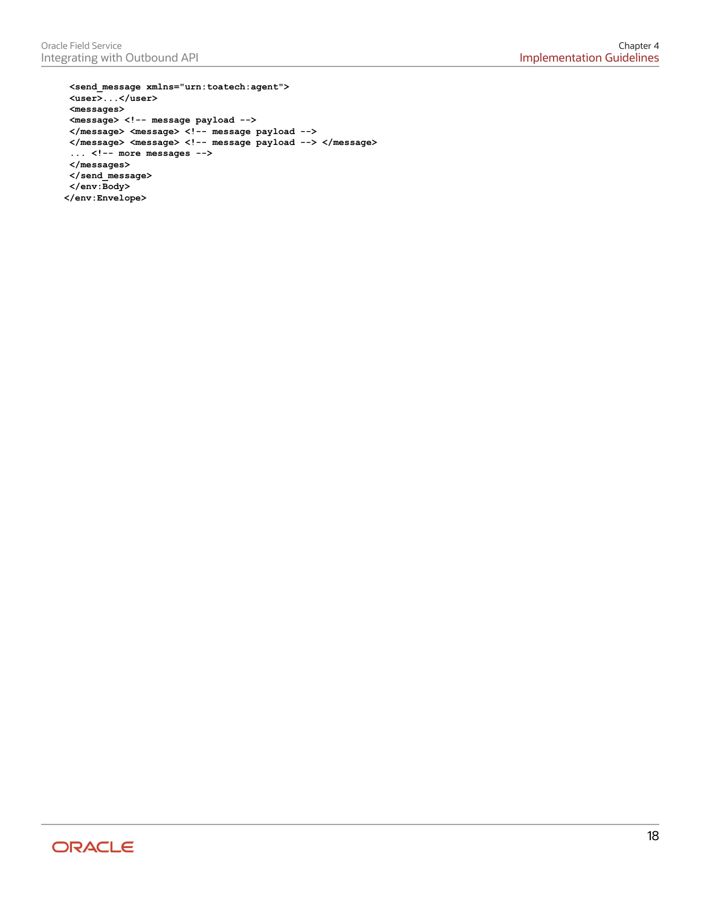```
<send_message xmlns="urn:toatech:agent">
<user>...</user>
<messages>
<message> <!-- message payload -->
</message> <message> <!-- message payload -->
</message> <message> <!-- message payload --> </message>
... <!-- more messages -->
</messages>
</send_message>
</env:Body>
</env:Envelope>
```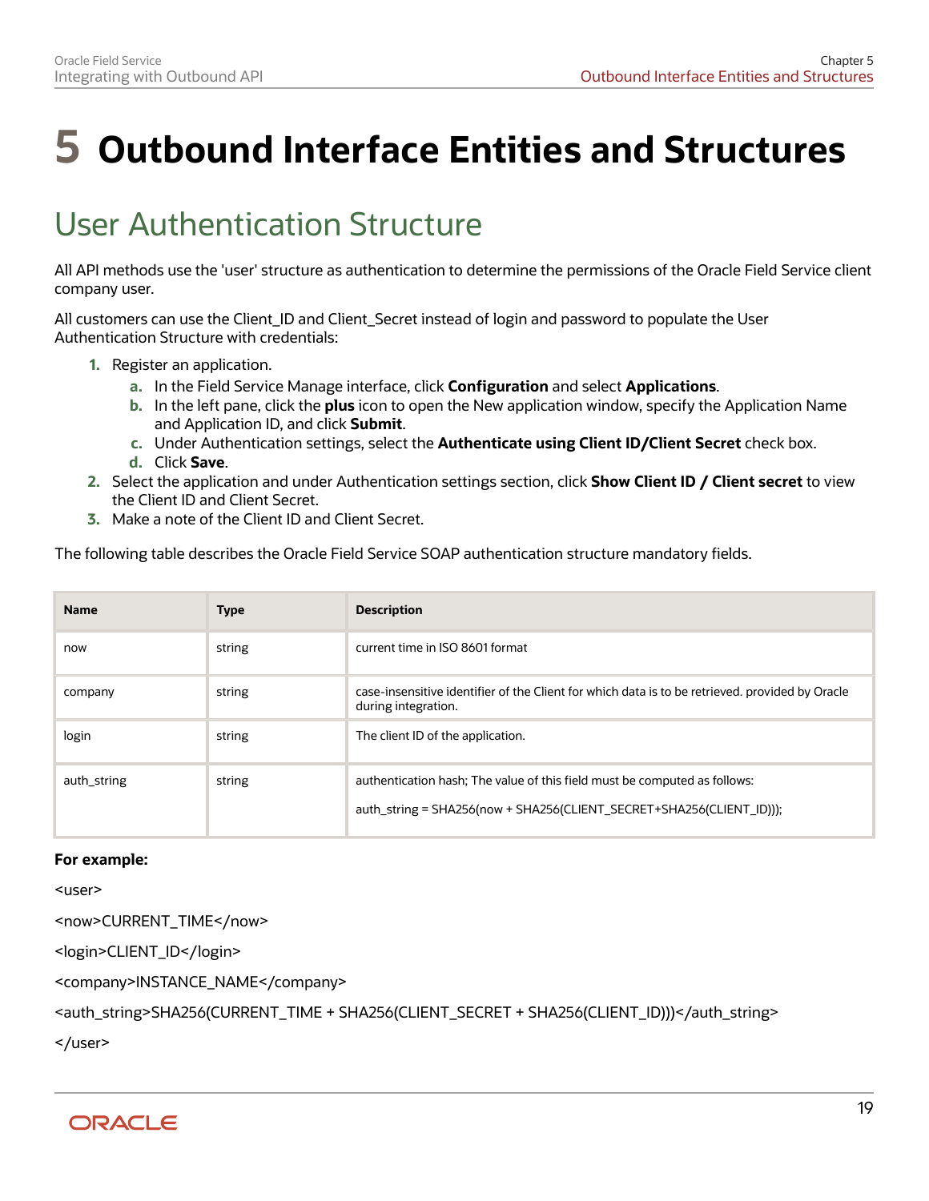# 5 Outbound Interface Entities and Structures

## User Authentication Structure

All API methods use the 'user' structure as authentication to determine the permissions of the Oracle Field Service client company user.

All customers can use the Client_ID and Client_Secret instead of login and password to populate the User Authentication Structure with credentials:

1. Register an application.
   a. In the Field Service Manage interface, click **Configuration** and select **Applications**.
   b. In the left pane, click the **plus** icon to open the New application window, specify the Application Name and Application ID, and click **Submit**.
   c. Under Authentication settings, select the **Authenticate using Client ID/Client Secret** check box.
   d. Click **Save**.
2. Select the application and under Authentication settings section, click **Show Client ID / Client secret** to view the Client ID and Client Secret.
3. Make a note of the Client ID and Client Secret.

The following table describes the Oracle Field Service SOAP authentication structure mandatory fields.

| Name | Type | Description |
| --- | --- | --- |
| now | string | current time in ISO 8601 format |
| company | string | case-insensitive identifier of the Client for which data is to be retrieved. provided by Oracle during integration. |
| login | string | The client ID of the application. |
| auth_string | string | authentication hash; The value of this field must be computed as follows: auth_string = SHA256(now + SHA256(CLIENT_SECRET+SHA256(CLIENT_ID))); |

**For example:**

```
<user>
<now>CURRENT_TIME</now>
<login>CLIENT_ID</login>
<company>INSTANCE_NAME</company>
<auth_string>SHA256(CURRENT_TIME + SHA256(CLIENT_SECRET + SHA256(CLIENT_ID)))</auth_string>
</user>
```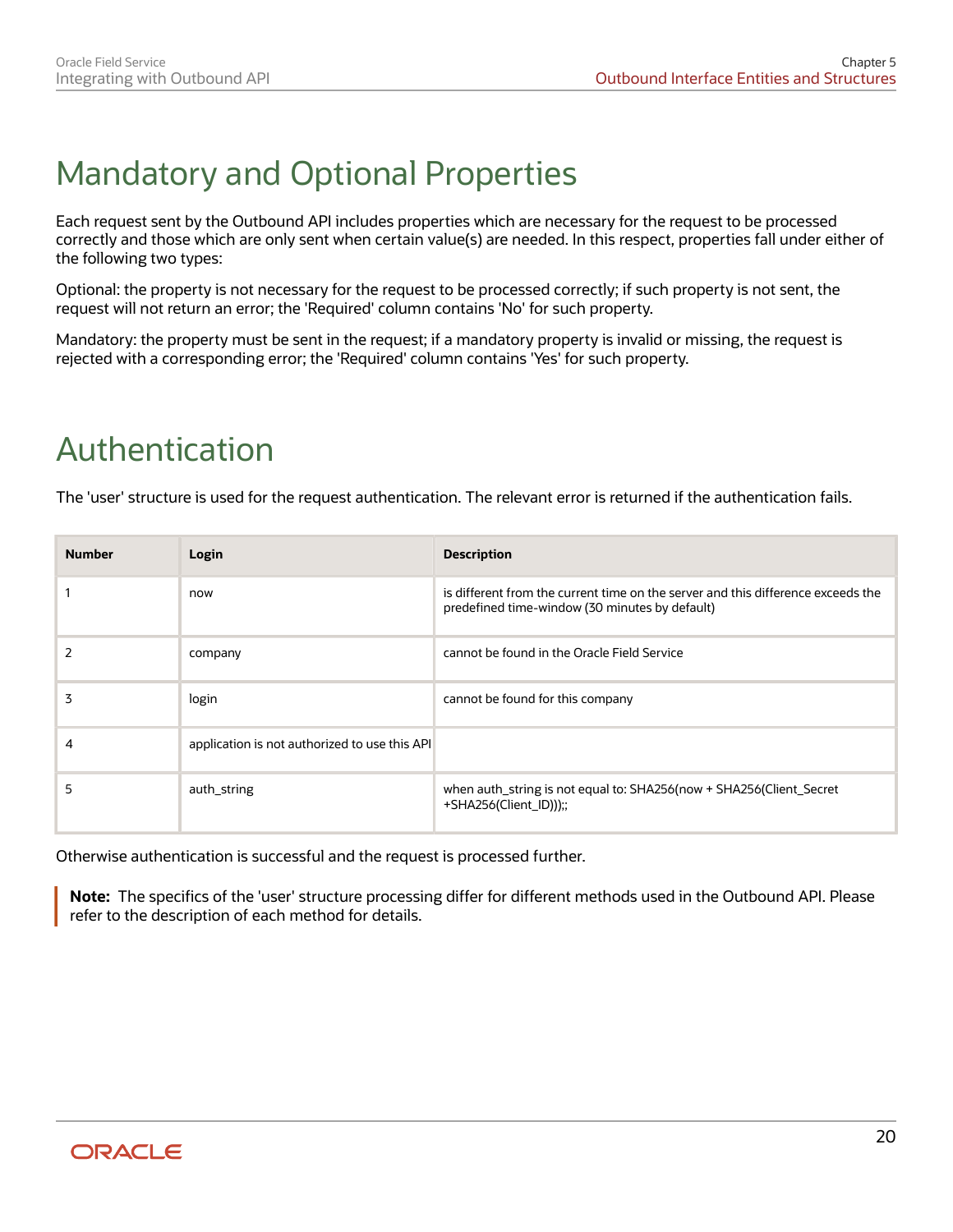# Mandatory and Optional Properties

Each request sent by the Outbound API includes properties which are necessary for the request to be processed correctly and those which are only sent when certain value(s) are needed. In this respect, properties fall under either of the following two types:

Optional: the property is not necessary for the request to be processed correctly; if such property is not sent, the request will not return an error; the 'Required' column contains 'No' for such property.

Mandatory: the property must be sent in the request; if a mandatory property is invalid or missing, the request is rejected with a corresponding error; the 'Required' column contains 'Yes' for such property.

# Authentication

The 'user' structure is used for the request authentication. The relevant error is returned if the authentication fails.

| Number | Login | Description |
| --- | --- | --- |
| 1 | now | is different from the current time on the server and this difference exceeds the predefined time-window (30 minutes by default) |
| 2 | company | cannot be found in the Oracle Field Service |
| 3 | login | cannot be found for this company |
| 4 | application is not authorized to use this API | |
| 5 | auth_string | when auth_string is not equal to: SHA256(now + SHA256(Client_Secret +SHA256(Client_ID)));; |

Otherwise authentication is successful and the request is processed further.

> **Note:** The specifics of the 'user' structure processing differ for different methods used in the Outbound API. Please refer to the description of each method for details.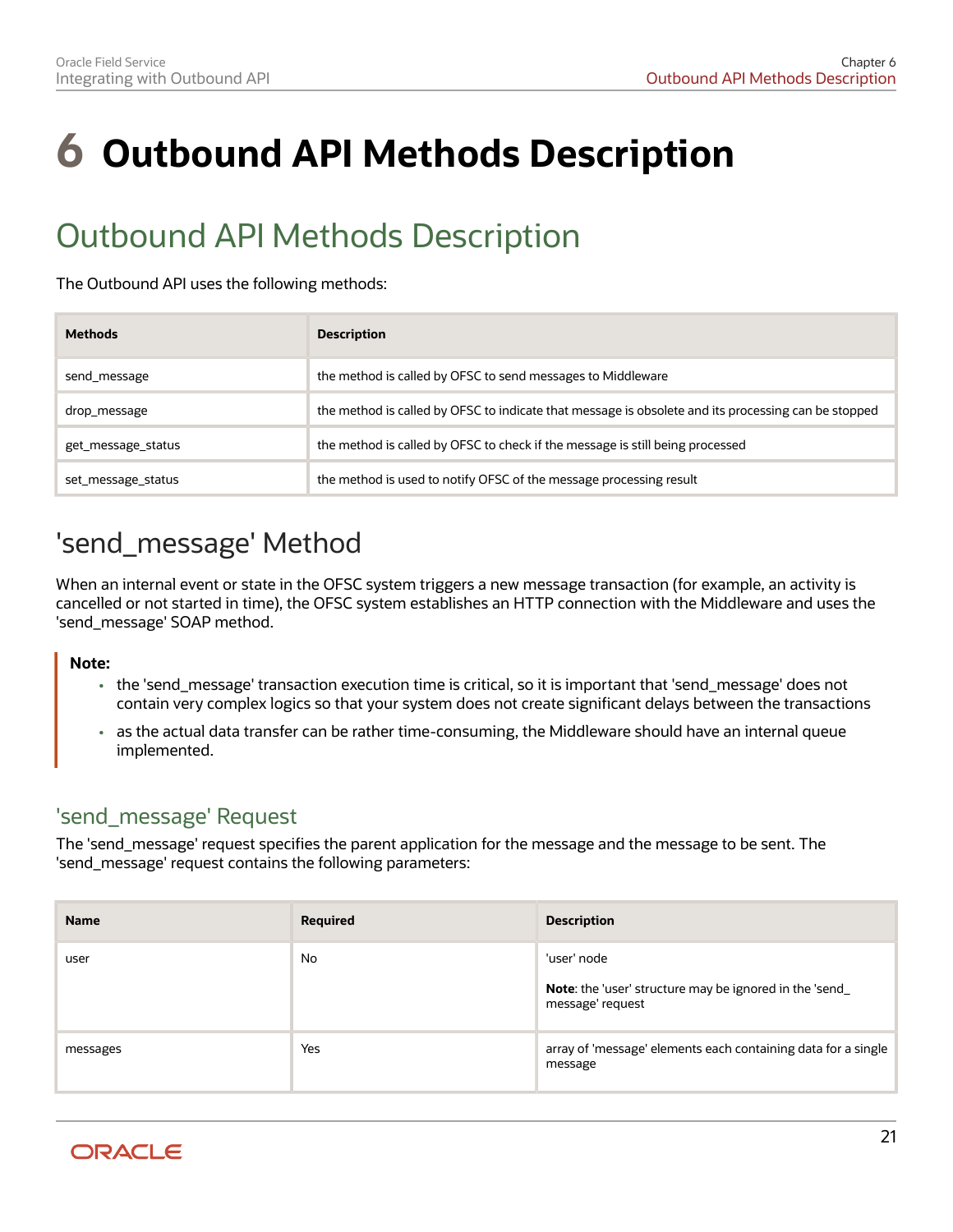// Chapter 6
# 6 Outbound API Methods Description

## Outbound API Methods Description

The Outbound API uses the following methods:

| Methods | Description |
|---|---|
| send_message | the method is called by OFSC to send messages to Middleware |
| drop_message | the method is called by OFSC to indicate that message is obsolete and its processing can be stopped |
| get_message_status | the method is called by OFSC to check if the message is still being processed |
| set_message_status | the method is used to notify OFSC of the message processing result |

## 'send_message' Method

When an internal event or state in the OFSC system triggers a new message transaction (for example, an activity is cancelled or not started in time), the OFSC system establishes an HTTP connection with the Middleware and uses the 'send_message' SOAP method.

> **Note:**
> - the 'send_message' transaction execution time is critical, so it is important that 'send_message' does not contain very complex logics so that your system does not create significant delays between the transactions
> - as the actual data transfer can be rather time-consuming, the Middleware should have an internal queue implemented.

### 'send_message' Request

The 'send_message' request specifies the parent application for the message and the message to be sent. The 'send_message' request contains the following parameters:

| Name | Required | Description |
|---|---|---|
| user | No | 'user' node<br><br>**Note**: the 'user' structure may be ignored in the 'send_message' request |
| messages | Yes | array of 'message' elements each containing data for a single message |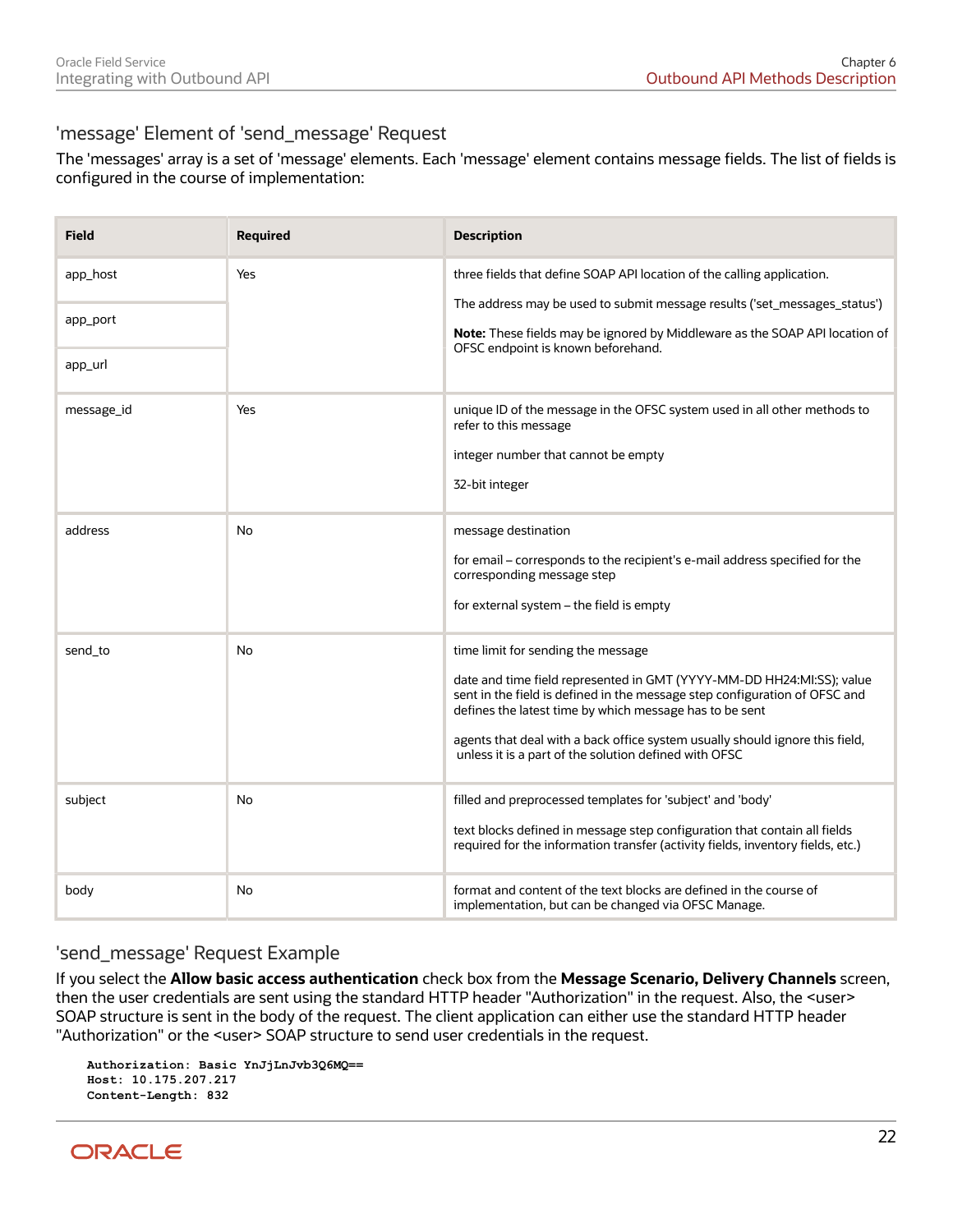## 'message' Element of 'send_message' Request

The 'messages' array is a set of 'message' elements. Each 'message' element contains message fields. The list of fields is configured in the course of implementation:

| Field | Required | Description |
| --- | --- | --- |
| app_host<br>app_port<br>app_url | Yes | three fields that define SOAP API location of the calling application.<br>The address may be used to submit message results ('set_messages_status')<br>**Note:** These fields may be ignored by Middleware as the SOAP API location of OFSC endpoint is known beforehand. |
| message_id | Yes | unique ID of the message in the OFSC system used in all other methods to refer to this message<br>integer number that cannot be empty<br>32-bit integer |
| address | No | message destination<br>for email – corresponds to the recipient's e-mail address specified for the corresponding message step<br>for external system – the field is empty |
| send_to | No | time limit for sending the message<br>date and time field represented in GMT (YYYY-MM-DD HH24:MI:SS); value sent in the field is defined in the message step configuration of OFSC and defines the latest time by which message has to be sent<br>agents that deal with a back office system usually should ignore this field, unless it is a part of the solution defined with OFSC |
| subject | No | filled and preprocessed templates for 'subject' and 'body'<br>text blocks defined in message step configuration that contain all fields required for the information transfer (activity fields, inventory fields, etc.) |
| body | No | format and content of the text blocks are defined in the course of implementation, but can be changed via OFSC Manage. |

## 'send_message' Request Example

If you select the **Allow basic access authentication** check box from the **Message Scenario, Delivery Channels** screen, then the user credentials are sent using the standard HTTP header "Authorization" in the request. Also, the <user> SOAP structure is sent in the body of the request. The client application can either use the standard HTTP header "Authorization" or the <user> SOAP structure to send user credentials in the request.

```
Authorization: Basic YnJjLnJvb3Q6MQ==
Host: 10.175.207.217
Content-Length: 832
```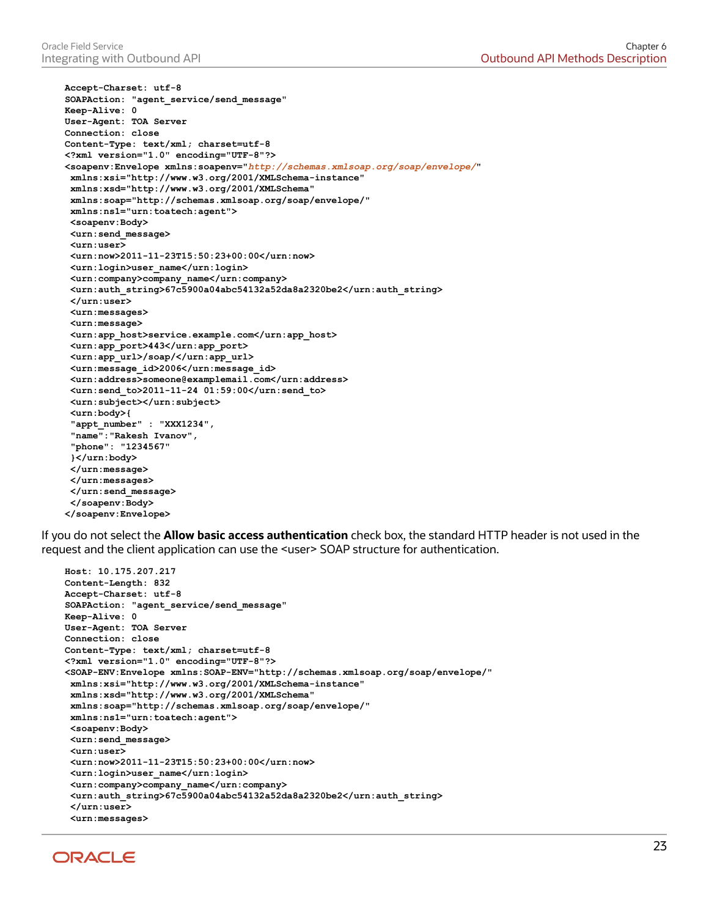```
Accept-Charset: utf-8
SOAPAction: "agent_service/send_message"
Keep-Alive: 0
User-Agent: TOA Server
Connection: close
Content-Type: text/xml; charset=utf-8
<?xml version="1.0" encoding="UTF-8"?>
<soapenv:Envelope xmlns:soapenv="http://schemas.xmlsoap.org/soap/envelope/"
 xmlns:xsi="http://www.w3.org/2001/XMLSchema-instance"
 xmlns:xsd="http://www.w3.org/2001/XMLSchema"
 xmlns:soap="http://schemas.xmlsoap.org/soap/envelope/"
 xmlns:ns1="urn:toatech:agent">
 <soapenv:Body>
 <urn:send_message>
 <urn:user>
 <urn:now>2011-11-23T15:50:23+00:00</urn:now>
 <urn:login>user_name</urn:login>
 <urn:company>company_name</urn:company>
 <urn:auth_string>67c5900a04abc54132a52da8a2320be2</urn:auth_string>
 </urn:user>
 <urn:messages>
 <urn:message>
 <urn:app_host>service.example.com</urn:app_host>
 <urn:app_port>443</urn:app_port>
 <urn:app_url>/soap/</urn:app_url>
 <urn:message_id>2006</urn:message_id>
 <urn:address>someone@examplemail.com</urn:address>
 <urn:send_to>2011-11-24 01:59:00</urn:send_to>
 <urn:subject></urn:subject>
 <urn:body>{
 "appt_number" : "XXX1234",
 "name":"Rakesh Ivanov",
 "phone": "1234567"
 }</urn:body>
 </urn:message>
 </urn:messages>
 </urn:send_message>
 </soapenv:Body>
</soapenv:Envelope>
```

If you do not select the **Allow basic access authentication** check box, the standard HTTP header is not used in the request and the client application can use the <user> SOAP structure for authentication.

```
Host: 10.175.207.217
Content-Length: 832
Accept-Charset: utf-8
SOAPAction: "agent_service/send_message"
Keep-Alive: 0
User-Agent: TOA Server
Connection: close
Content-Type: text/xml; charset=utf-8
<?xml version="1.0" encoding="UTF-8"?>
<SOAP-ENV:Envelope xmlns:SOAP-ENV="http://schemas.xmlsoap.org/soap/envelope/"
 xmlns:xsi="http://www.w3.org/2001/XMLSchema-instance"
 xmlns:xsd="http://www.w3.org/2001/XMLSchema"
 xmlns:soap="http://schemas.xmlsoap.org/soap/envelope/"
 xmlns:ns1="urn:toatech:agent">
 <soapenv:Body>
 <urn:send_message>
 <urn:user>
 <urn:now>2011-11-23T15:50:23+00:00</urn:now>
 <urn:login>user_name</urn:login>
 <urn:company>company_name</urn:company>
 <urn:auth_string>67c5900a04abc54132a52da8a2320be2</urn:auth_string>
 </urn:user>
 <urn:messages>
```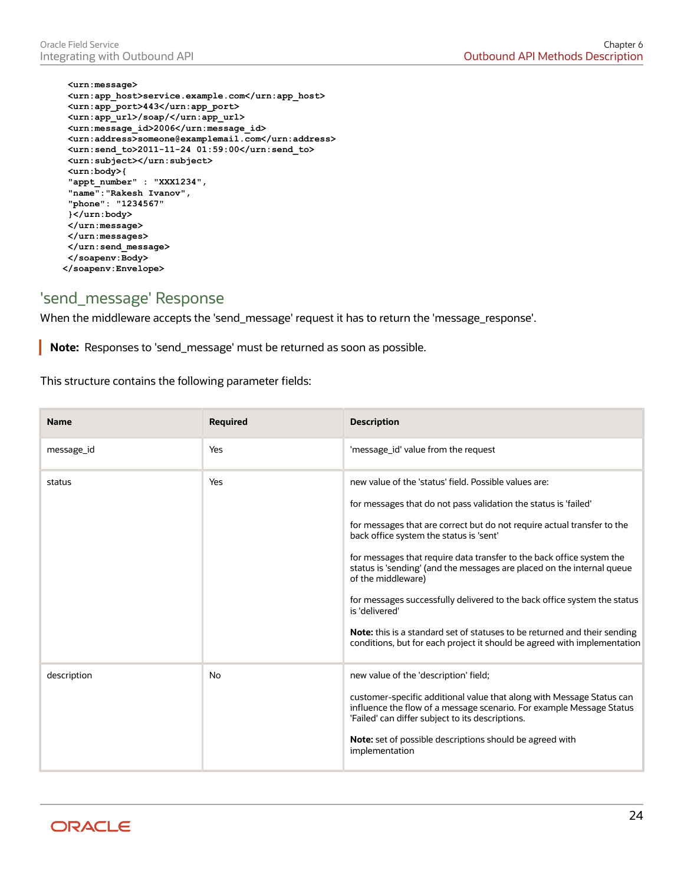```
<urn:message>
<urn:app_host>service.example.com</urn:app_host>
<urn:app_port>443</urn:app_port>
<urn:app_url>/soap/</urn:app_url>
<urn:message_id>2006</urn:message_id>
<urn:address>someone@examplemail.com</urn:address>
<urn:send_to>2011-11-24 01:59:00</urn:send_to>
<urn:subject></urn:subject>
<urn:body>{
"appt_number" : "XXX1234",
"name":"Rakesh Ivanov",
"phone": "1234567"
}</urn:body>
</urn:message>
</urn:messages>
</urn:send_message>
</soapenv:Body>
</soapenv:Envelope>
```

## 'send_message' Response

When the middleware accepts the 'send_message' request it has to return the 'message_response'.

> **Note:** Responses to 'send_message' must be returned as soon as possible.

This structure contains the following parameter fields:

| Name | Required | Description |
| --- | --- | --- |
| message_id | Yes | 'message_id' value from the request |
| status | Yes | new value of the 'status' field. Possible values are:<br><br>for messages that do not pass validation the status is 'failed'<br><br>for messages that are correct but do not require actual transfer to the back office system the status is 'sent'<br><br>for messages that require data transfer to the back office system the status is 'sending' (and the messages are placed on the internal queue of the middleware)<br><br>for messages successfully delivered to the back office system the status is 'delivered'<br><br>**Note:** this is a standard set of statuses to be returned and their sending conditions, but for each project it should be agreed with implementation |
| description | No | new value of the 'description' field;<br><br>customer-specific additional value that along with Message Status can influence the flow of a message scenario. For example Message Status 'Failed' can differ subject to its descriptions.<br><br>**Note:** set of possible descriptions should be agreed with implementation |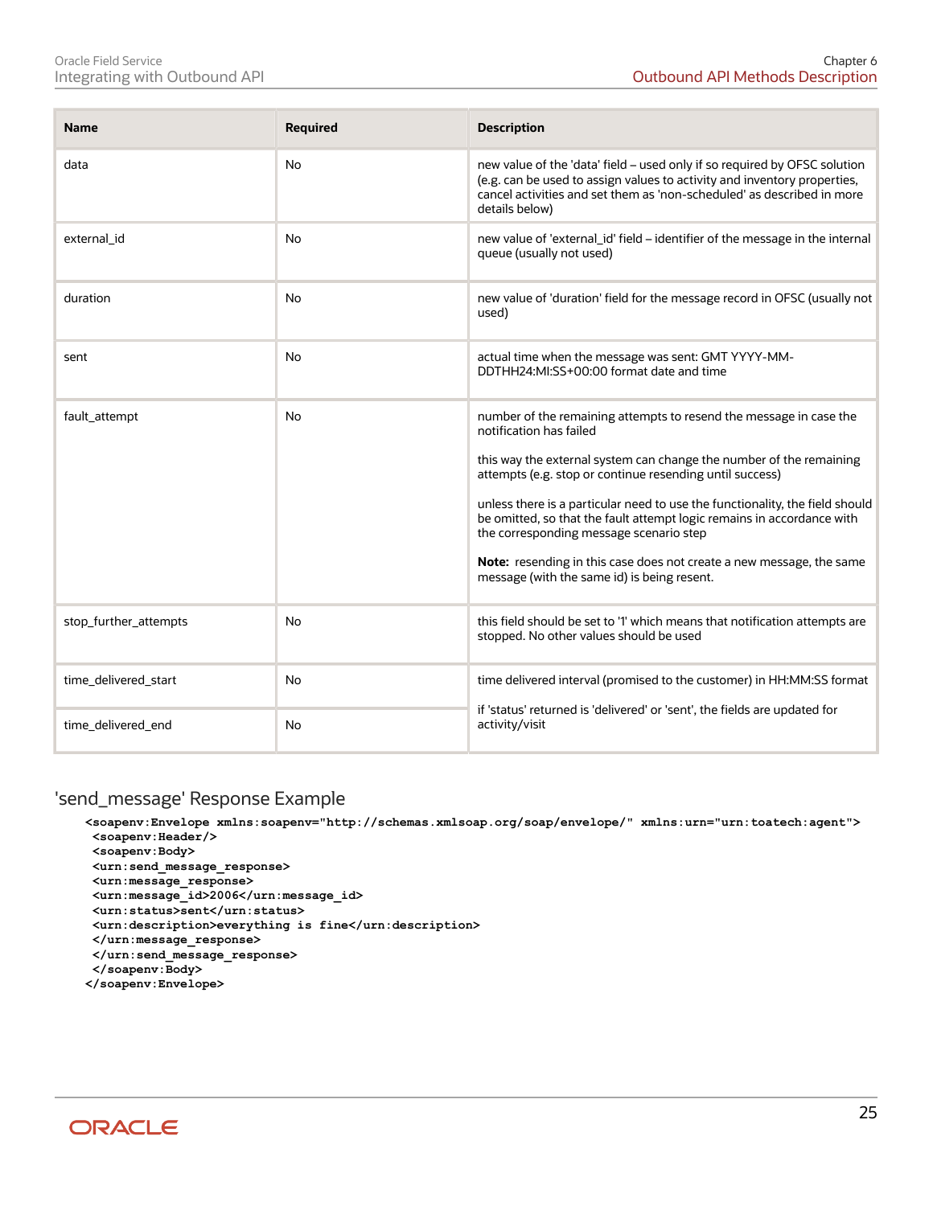| Name | Required | Description |
| --- | --- | --- |
| data | No | new value of the 'data' field – used only if so required by OFSC solution (e.g. can be used to assign values to activity and inventory properties, cancel activities and set them as 'non-scheduled' as described in more details below) |
| external_id | No | new value of 'external_id' field – identifier of the message in the internal queue (usually not used) |
| duration | No | new value of 'duration' field for the message record in OFSC (usually not used) |
| sent | No | actual time when the message was sent: GMT YYYY-MM-DDTHH24:MI:SS+00:00 format date and time |
| fault_attempt | No | number of the remaining attempts to resend the message in case the notification has failed<br><br>this way the external system can change the number of the remaining attempts (e.g. stop or continue resending until success)<br><br>unless there is a particular need to use the functionality, the field should be omitted, so that the fault attempt logic remains in accordance with the corresponding message scenario step<br><br>**Note:** resending in this case does not create a new message, the same message (with the same id) is being resent. |
| stop_further_attempts | No | this field should be set to '1' which means that notification attempts are stopped. No other values should be used |
| time_delivered_start | No | time delivered interval (promised to the customer) in HH:MM:SS format<br><br>if 'status' returned is 'delivered' or 'sent', the fields are updated for activity/visit |
| time_delivered_end | No | |

## 'send_message' Response Example

```
<soapenv:Envelope xmlns:soapenv="http://schemas.xmlsoap.org/soap/envelope/" xmlns:urn="urn:toatech:agent">
 <soapenv:Header/>
 <soapenv:Body>
 <urn:send_message_response>
 <urn:message_response>
 <urn:message_id>2006</urn:message_id>
 <urn:status>sent</urn:status>
 <urn:description>everything is fine</urn:description>
 </urn:message_response>
 </urn:send_message_response>
 </soapenv:Body>
</soapenv:Envelope>
```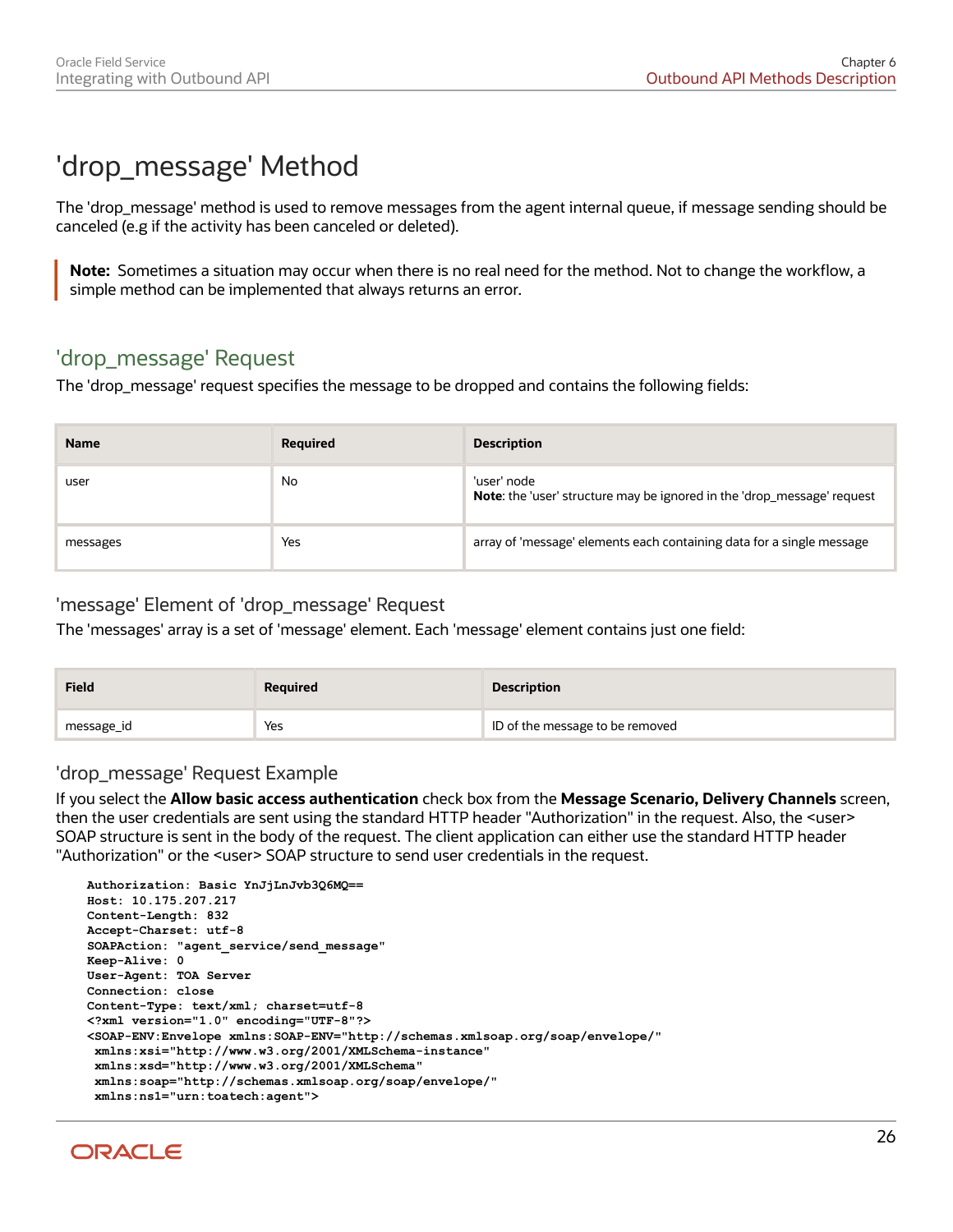# 'drop_message' Method

The 'drop_message' method is used to remove messages from the agent internal queue, if message sending should be canceled (e.g if the activity has been canceled or deleted).

> **Note:** Sometimes a situation may occur when there is no real need for the method. Not to change the workflow, a simple method can be implemented that always returns an error.

## 'drop_message' Request

The 'drop_message' request specifies the message to be dropped and contains the following fields:

| Name | Required | Description |
| --- | --- | --- |
| user | No | 'user' node<br>**Note**: the 'user' structure may be ignored in the 'drop_message' request |
| messages | Yes | array of 'message' elements each containing data for a single message |

### 'message' Element of 'drop_message' Request

The 'messages' array is a set of 'message' element. Each 'message' element contains just one field:

| Field | Required | Description |
| --- | --- | --- |
| message_id | Yes | ID of the message to be removed |

### 'drop_message' Request Example

If you select the **Allow basic access authentication** check box from the **Message Scenario, Delivery Channels** screen, then the user credentials are sent using the standard HTTP header "Authorization" in the request. Also, the <user> SOAP structure is sent in the body of the request. The client application can either use the standard HTTP header "Authorization" or the <user> SOAP structure to send user credentials in the request.

```
Authorization: Basic YnJjLnJvb3Q6MQ==
Host: 10.175.207.217
Content-Length: 832
Accept-Charset: utf-8
SOAPAction: "agent_service/send_message"
Keep-Alive: 0
User-Agent: TOA Server
Connection: close
Content-Type: text/xml; charset=utf-8
<?xml version="1.0" encoding="UTF-8"?>
<SOAP-ENV:Envelope xmlns:SOAP-ENV="http://schemas.xmlsoap.org/soap/envelope/"
 xmlns:xsi="http://www.w3.org/2001/XMLSchema-instance"
 xmlns:xsd="http://www.w3.org/2001/XMLSchema"
 xmlns:soap="http://schemas.xmlsoap.org/soap/envelope/"
 xmlns:ns1="urn:toatech:agent">
```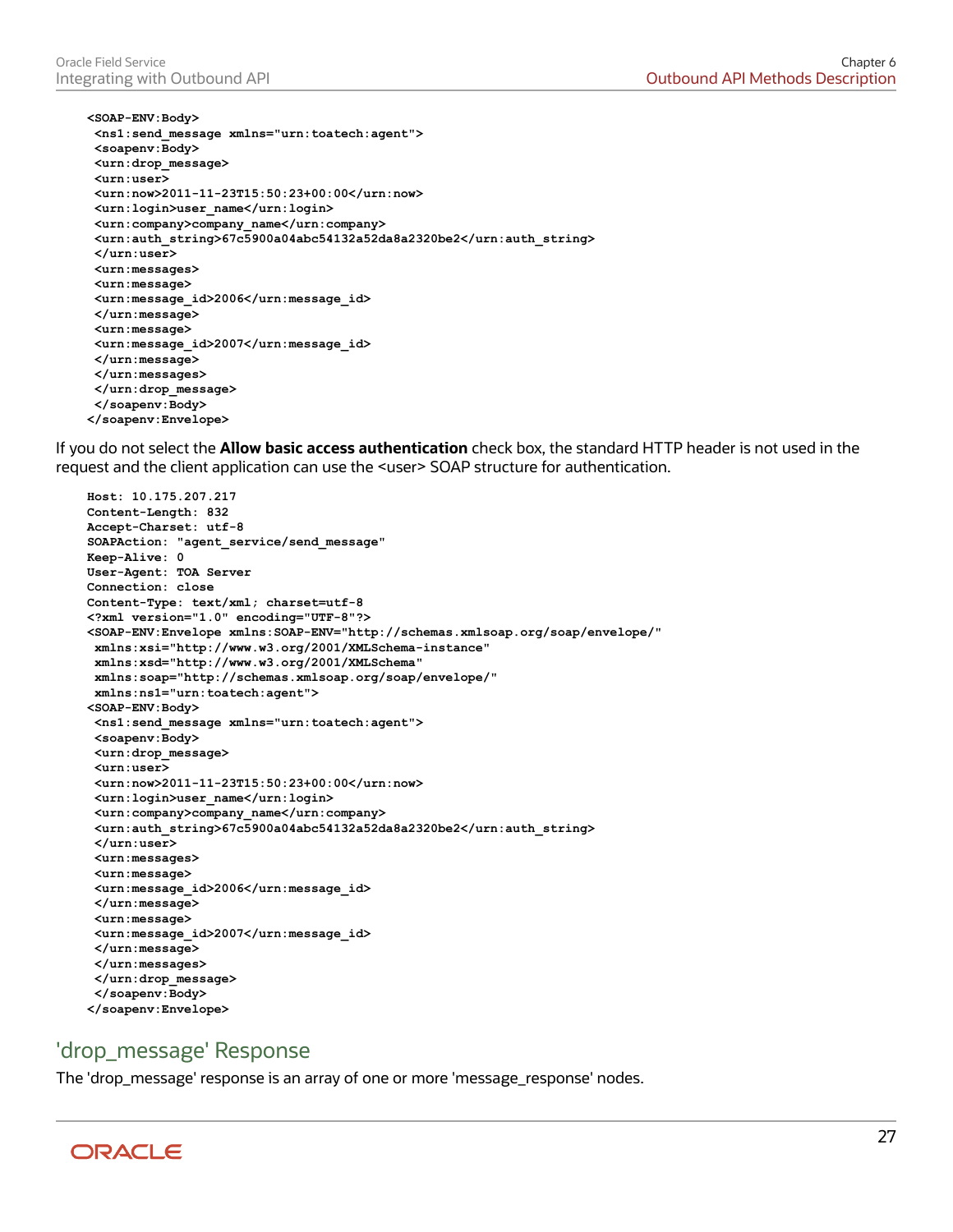```
<SOAP-ENV:Body>
 <ns1:send_message xmlns="urn:toatech:agent">
 <soapenv:Body>
 <urn:drop_message>
 <urn:user>
 <urn:now>2011-11-23T15:50:23+00:00</urn:now>
 <urn:login>user_name</urn:login>
 <urn:company>company_name</urn:company>
 <urn:auth_string>67c5900a04abc54132a52da8a2320be2</urn:auth_string>
 </urn:user>
 <urn:messages>
 <urn:message>
 <urn:message_id>2006</urn:message_id>
 </urn:message>
 <urn:message>
 <urn:message_id>2007</urn:message_id>
 </urn:message>
 </urn:messages>
 </urn:drop_message>
 </soapenv:Body>
</soapenv:Envelope>
```

If you do not select the **Allow basic access authentication** check box, the standard HTTP header is not used in the request and the client application can use the <user> SOAP structure for authentication.

```
Host: 10.175.207.217
Content-Length: 832
Accept-Charset: utf-8
SOAPAction: "agent_service/send_message"
Keep-Alive: 0
User-Agent: TOA Server
Connection: close
Content-Type: text/xml; charset=utf-8
<?xml version="1.0" encoding="UTF-8"?>
<SOAP-ENV:Envelope xmlns:SOAP-ENV="http://schemas.xmlsoap.org/soap/envelope/"
 xmlns:xsi="http://www.w3.org/2001/XMLSchema-instance"
 xmlns:xsd="http://www.w3.org/2001/XMLSchema"
 xmlns:soap="http://schemas.xmlsoap.org/soap/envelope/"
 xmlns:ns1="urn:toatech:agent">
<SOAP-ENV:Body>
 <ns1:send_message xmlns="urn:toatech:agent">
 <soapenv:Body>
 <urn:drop_message>
 <urn:user>
 <urn:now>2011-11-23T15:50:23+00:00</urn:now>
 <urn:login>user_name</urn:login>
 <urn:company>company_name</urn:company>
 <urn:auth_string>67c5900a04abc54132a52da8a2320be2</urn:auth_string>
 </urn:user>
 <urn:messages>
 <urn:message>
 <urn:message_id>2006</urn:message_id>
 </urn:message>
 <urn:message>
 <urn:message_id>2007</urn:message_id>
 </urn:message>
 </urn:messages>
 </urn:drop_message>
 </soapenv:Body>
</soapenv:Envelope>
```

## 'drop_message' Response

The 'drop_message' response is an array of one or more 'message_response' nodes.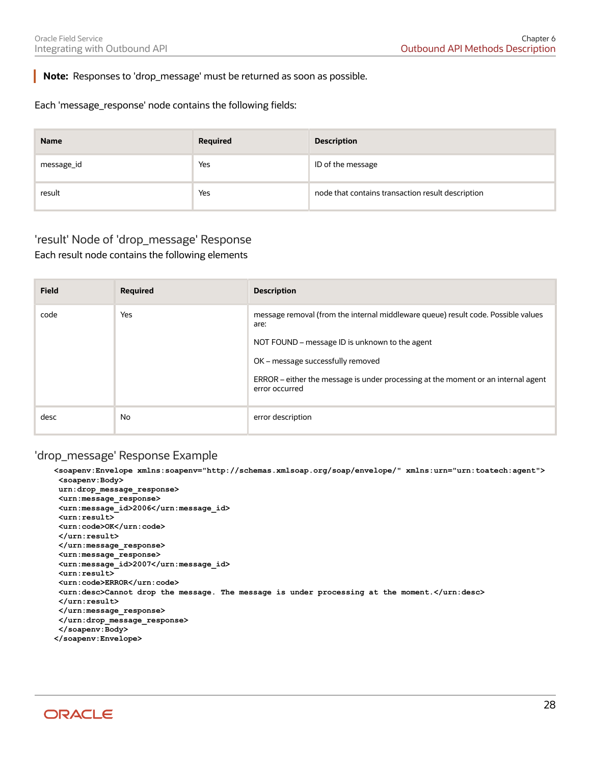> **Note:** Responses to 'drop_message' must be returned as soon as possible.

Each 'message_response' node contains the following fields:

| Name | Required | Description |
| --- | --- | --- |
| message_id | Yes | ID of the message |
| result | Yes | node that contains transaction result description |

## 'result' Node of 'drop_message' Response

Each result node contains the following elements

| Field | Required | Description |
| --- | --- | --- |
| code | Yes | message removal (from the internal middleware queue) result code. Possible values are:<br><br>NOT FOUND – message ID is unknown to the agent<br><br>OK – message successfully removed<br><br>ERROR – either the message is under processing at the moment or an internal agent error occurred |
| desc | No | error description |

## 'drop_message' Response Example

```
<soapenv:Envelope xmlns:soapenv="http://schemas.xmlsoap.org/soap/envelope/" xmlns:urn="urn:toatech:agent">
 <soapenv:Body>
 urn:drop_message_response>
 <urn:message_response>
 <urn:message_id>2006</urn:message_id>
 <urn:result>
 <urn:code>OK</urn:code>
 </urn:result>
 </urn:message_response>
 <urn:message_response>
 <urn:message_id>2007</urn:message_id>
 <urn:result>
 <urn:code>ERROR</urn:code>
 <urn:desc>Cannot drop the message. The message is under processing at the moment.</urn:desc>
 </urn:result>
 </urn:message_response>
 </urn:drop_message_response>
 </soapenv:Body>
</soapenv:Envelope>
```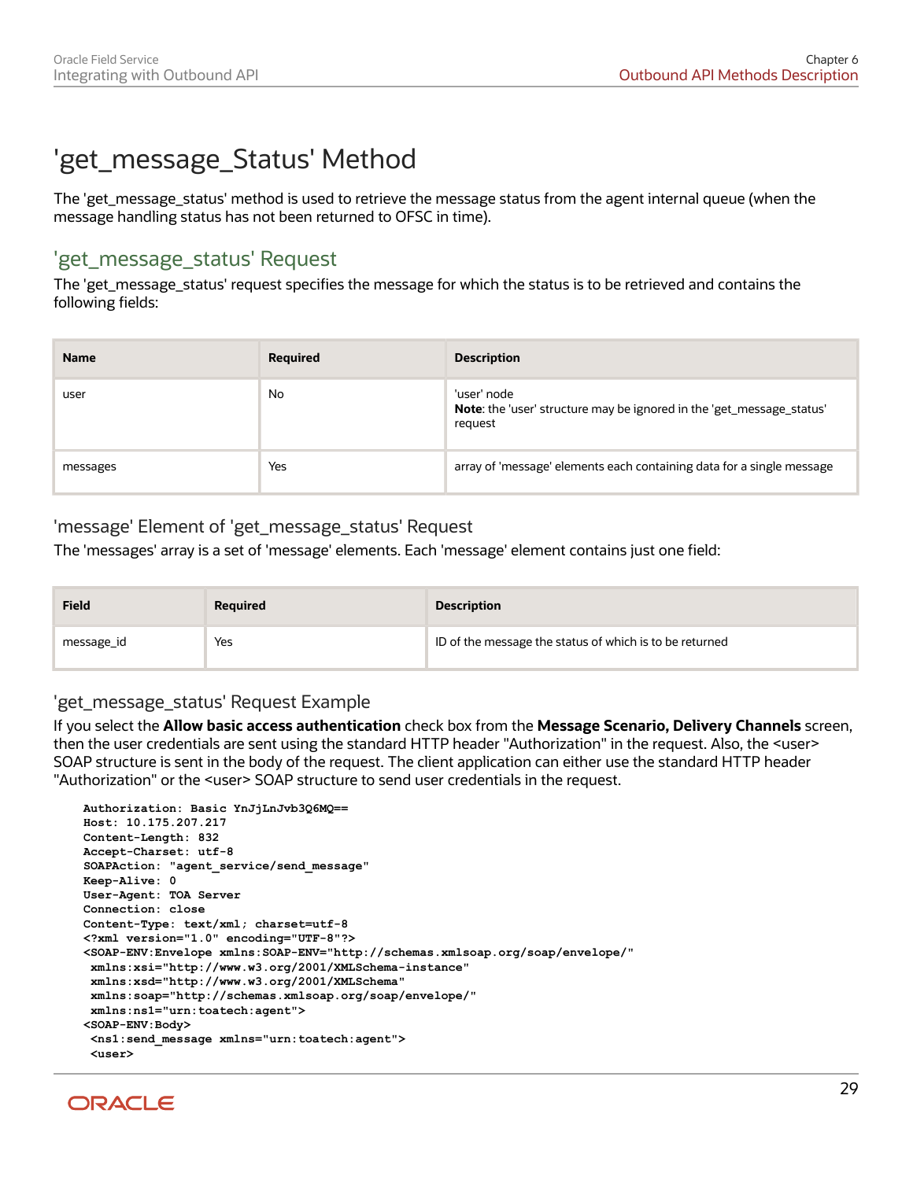# 'get_message_Status' Method

The 'get_message_status' method is used to retrieve the message status from the agent internal queue (when the message handling status has not been returned to OFSC in time).

## 'get_message_status' Request

The 'get_message_status' request specifies the message for which the status is to be retrieved and contains the following fields:

| Name | Required | Description |
| --- | --- | --- |
| user | No | 'user' node<br>**Note**: the 'user' structure may be ignored in the 'get_message_status' request |
| messages | Yes | array of 'message' elements each containing data for a single message |

### 'message' Element of 'get_message_status' Request

The 'messages' array is a set of 'message' elements. Each 'message' element contains just one field:

| Field | Required | Description |
| --- | --- | --- |
| message_id | Yes | ID of the message the status of which is to be returned |

### 'get_message_status' Request Example

If you select the **Allow basic access authentication** check box from the **Message Scenario, Delivery Channels** screen, then the user credentials are sent using the standard HTTP header "Authorization" in the request. Also, the <user> SOAP structure is sent in the body of the request. The client application can either use the standard HTTP header "Authorization" or the <user> SOAP structure to send user credentials in the request.

```
Authorization: Basic YnJjLnJvb3Q6MQ==
Host: 10.175.207.217
Content-Length: 832
Accept-Charset: utf-8
SOAPAction: "agent_service/send_message"
Keep-Alive: 0
User-Agent: TOA Server
Connection: close
Content-Type: text/xml; charset=utf-8
<?xml version="1.0" encoding="UTF-8"?>
<SOAP-ENV:Envelope xmlns:SOAP-ENV="http://schemas.xmlsoap.org/soap/envelope/"
 xmlns:xsi="http://www.w3.org/2001/XMLSchema-instance"
 xmlns:xsd="http://www.w3.org/2001/XMLSchema"
 xmlns:soap="http://schemas.xmlsoap.org/soap/envelope/"
 xmlns:ns1="urn:toatech:agent">
<SOAP-ENV:Body>
 <ns1:send_message xmlns="urn:toatech:agent">
 <user>
```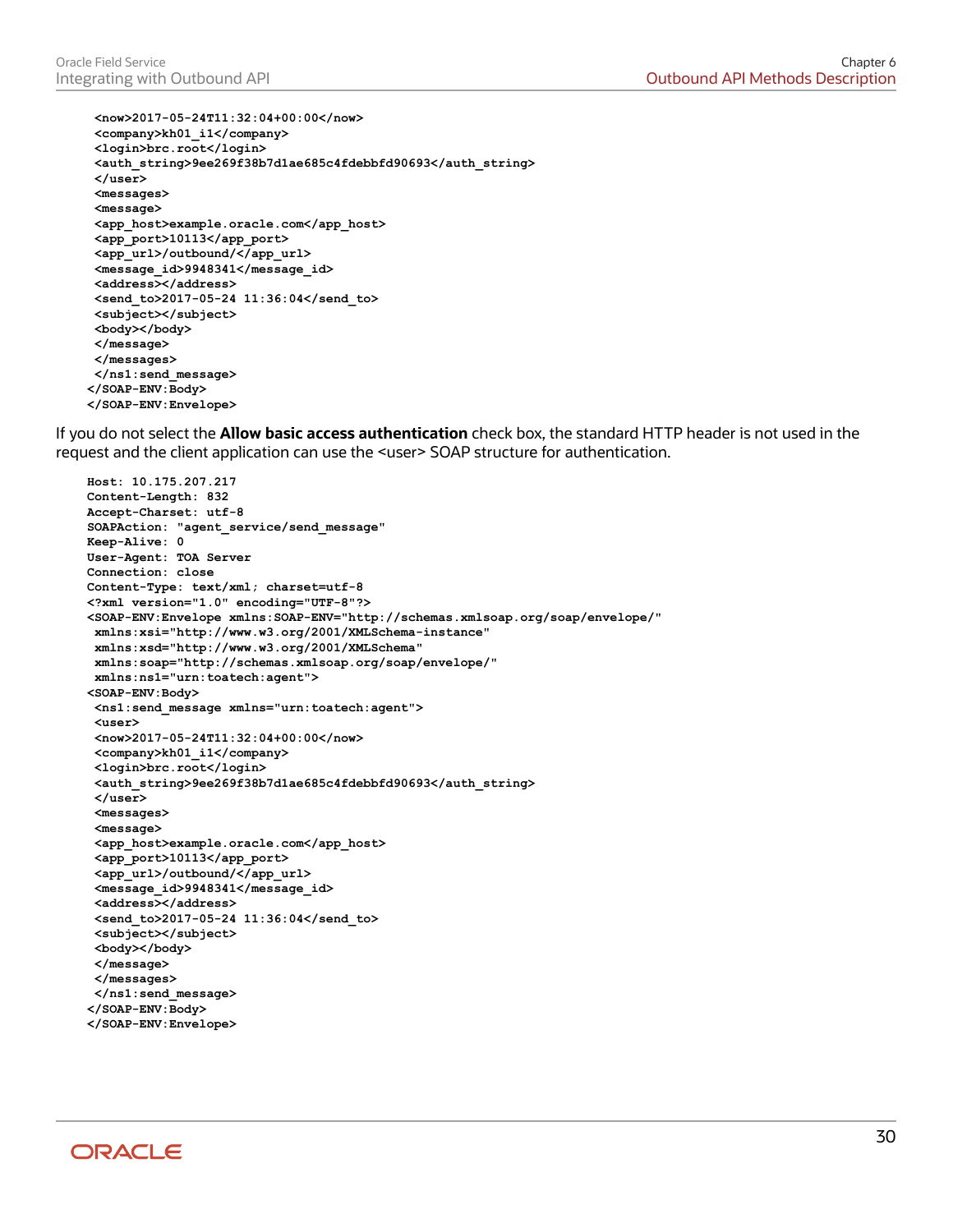```
 <now>2017-05-24T11:32:04+00:00</now>
 <company>kh01_i1</company>
 <login>brc.root</login>
 <auth_string>9ee269f38b7d1ae685c4fdebbfd90693</auth_string>
 </user>
 <messages>
 <message>
 <app_host>example.oracle.com</app_host>
 <app_port>10113</app_port>
 <app_url>/outbound/</app_url>
 <message_id>9948341</message_id>
 <address></address>
 <send_to>2017-05-24 11:36:04</send_to>
 <subject></subject>
 <body></body>
 </message>
 </messages>
 </ns1:send_message>
</SOAP-ENV:Body>
</SOAP-ENV:Envelope>
```

If you do not select the **Allow basic access authentication** check box, the standard HTTP header is not used in the request and the client application can use the <user> SOAP structure for authentication.

```
Host: 10.175.207.217
Content-Length: 832
Accept-Charset: utf-8
SOAPAction: "agent_service/send_message"
Keep-Alive: 0
User-Agent: TOA Server
Connection: close
Content-Type: text/xml; charset=utf-8
<?xml version="1.0" encoding="UTF-8"?>
<SOAP-ENV:Envelope xmlns:SOAP-ENV="http://schemas.xmlsoap.org/soap/envelope/"
 xmlns:xsi="http://www.w3.org/2001/XMLSchema-instance"
 xmlns:xsd="http://www.w3.org/2001/XMLSchema"
 xmlns:soap="http://schemas.xmlsoap.org/soap/envelope/"
 xmlns:ns1="urn:toatech:agent">
<SOAP-ENV:Body>
 <ns1:send_message xmlns="urn:toatech:agent">
 <user>
 <now>2017-05-24T11:32:04+00:00</now>
 <company>kh01_i1</company>
 <login>brc.root</login>
 <auth_string>9ee269f38b7d1ae685c4fdebbfd90693</auth_string>
 </user>
 <messages>
 <message>
 <app_host>example.oracle.com</app_host>
 <app_port>10113</app_port>
 <app_url>/outbound/</app_url>
 <message_id>9948341</message_id>
 <address></address>
 <send_to>2017-05-24 11:36:04</send_to>
 <subject></subject>
 <body></body>
 </message>
 </messages>
 </ns1:send_message>
</SOAP-ENV:Body>
</SOAP-ENV:Envelope>
```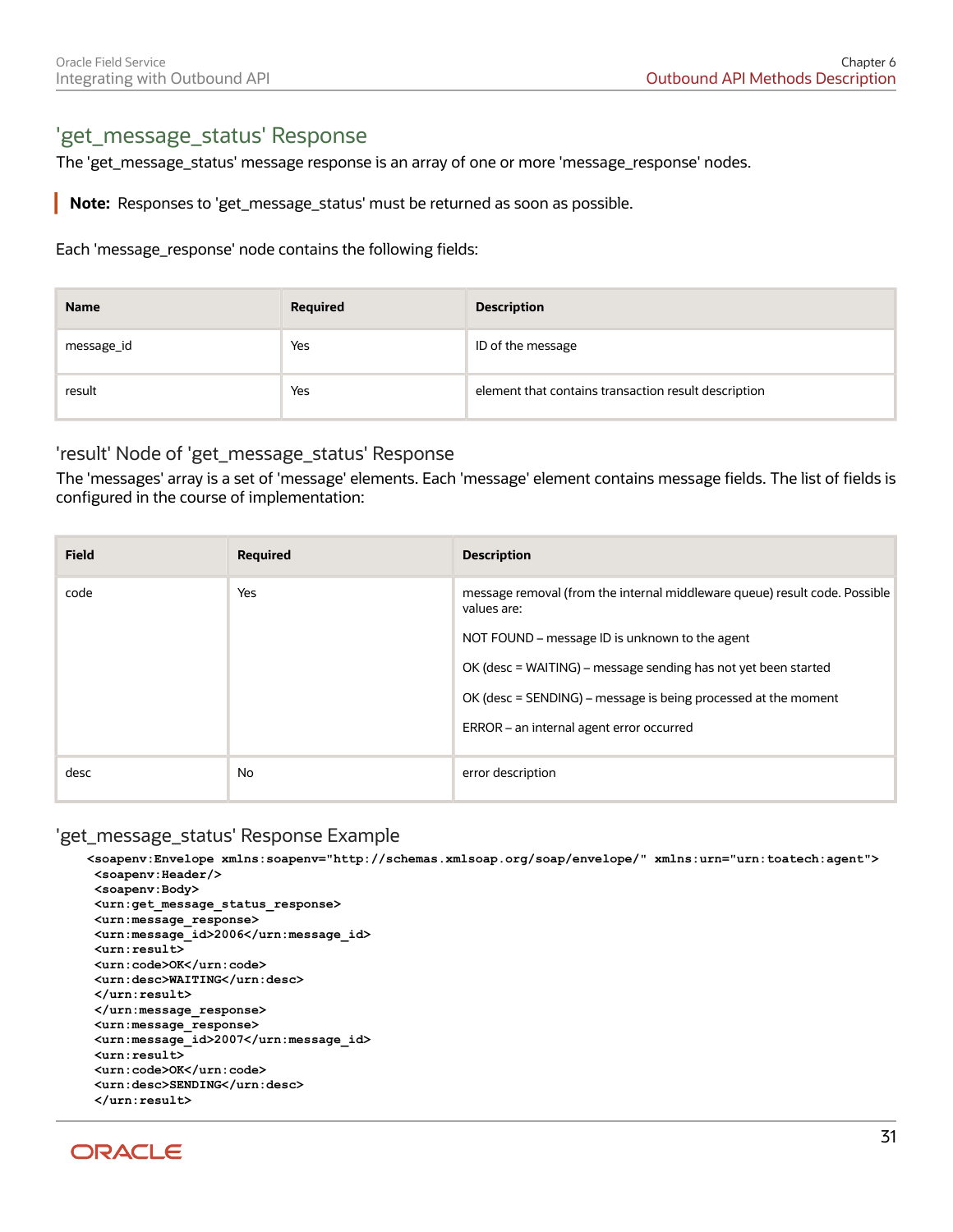## 'get_message_status' Response

The 'get_message_status' message response is an array of one or more 'message_response' nodes.

**Note:** Responses to 'get_message_status' must be returned as soon as possible.

Each 'message_response' node contains the following fields:

| Name | Required | Description |
|---|---|---|
| message_id | Yes | ID of the message |
| result | Yes | element that contains transaction result description |

### 'result' Node of 'get_message_status' Response

The 'messages' array is a set of 'message' elements. Each 'message' element contains message fields. The list of fields is configured in the course of implementation:

| Field | Required | Description |
|---|---|---|
| code | Yes | message removal (from the internal middleware queue) result code. Possible values are:<br><br>NOT FOUND – message ID is unknown to the agent<br><br>OK (desc = WAITING) – message sending has not yet been started<br><br>OK (desc = SENDING) – message is being processed at the moment<br><br>ERROR – an internal agent error occurred |
| desc | No | error description |

### 'get_message_status' Response Example

```
<soapenv:Envelope xmlns:soapenv="http://schemas.xmlsoap.org/soap/envelope/" xmlns:urn="urn:toatech:agent">
 <soapenv:Header/>
 <soapenv:Body>
 <urn:get_message_status_response>
 <urn:message_response>
 <urn:message_id>2006</urn:message_id>
 <urn:result>
 <urn:code>OK</urn:code>
 <urn:desc>WAITING</urn:desc>
 </urn:result>
 </urn:message_response>
 <urn:message_response>
 <urn:message_id>2007</urn:message_id>
 <urn:result>
 <urn:code>OK</urn:code>
 <urn:desc>SENDING</urn:desc>
 </urn:result>
```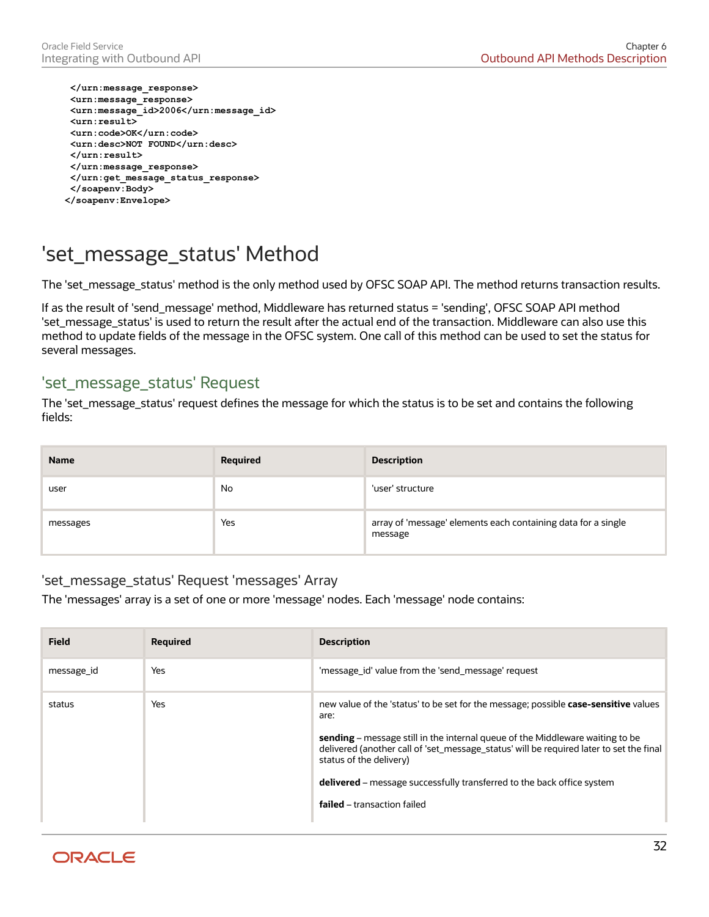```
  </urn:message_response>
  <urn:message_response>
  <urn:message_id>2006</urn:message_id>
  <urn:result>
  <urn:code>OK</urn:code>
  <urn:desc>NOT FOUND</urn:desc>
  </urn:result>
  </urn:message_response>
  </urn:get_message_status_response>
  </soapenv:Body>
</soapenv:Envelope>
```

# 'set_message_status' Method

The 'set_message_status' method is the only method used by OFSC SOAP API. The method returns transaction results.

If as the result of 'send_message' method, Middleware has returned status = 'sending', OFSC SOAP API method 'set_message_status' is used to return the result after the actual end of the transaction. Middleware can also use this method to update fields of the message in the OFSC system. One call of this method can be used to set the status for several messages.

## 'set_message_status' Request

The 'set_message_status' request defines the message for which the status is to be set and contains the following fields:

| Name | Required | Description |
| --- | --- | --- |
| user | No | 'user' structure |
| messages | Yes | array of 'message' elements each containing data for a single message |

### 'set_message_status' Request 'messages' Array

The 'messages' array is a set of one or more 'message' nodes. Each 'message' node contains:

| Field | Required | Description |
| --- | --- | --- |
| message_id | Yes | 'message_id' value from the 'send_message' request |
| status | Yes | new value of the 'status' to be set for the message; possible **case-sensitive** values are:<br><br>**sending** – message still in the internal queue of the Middleware waiting to be delivered (another call of 'set_message_status' will be required later to set the final status of the delivery)<br><br>**delivered** – message successfully transferred to the back office system<br><br>**failed** – transaction failed |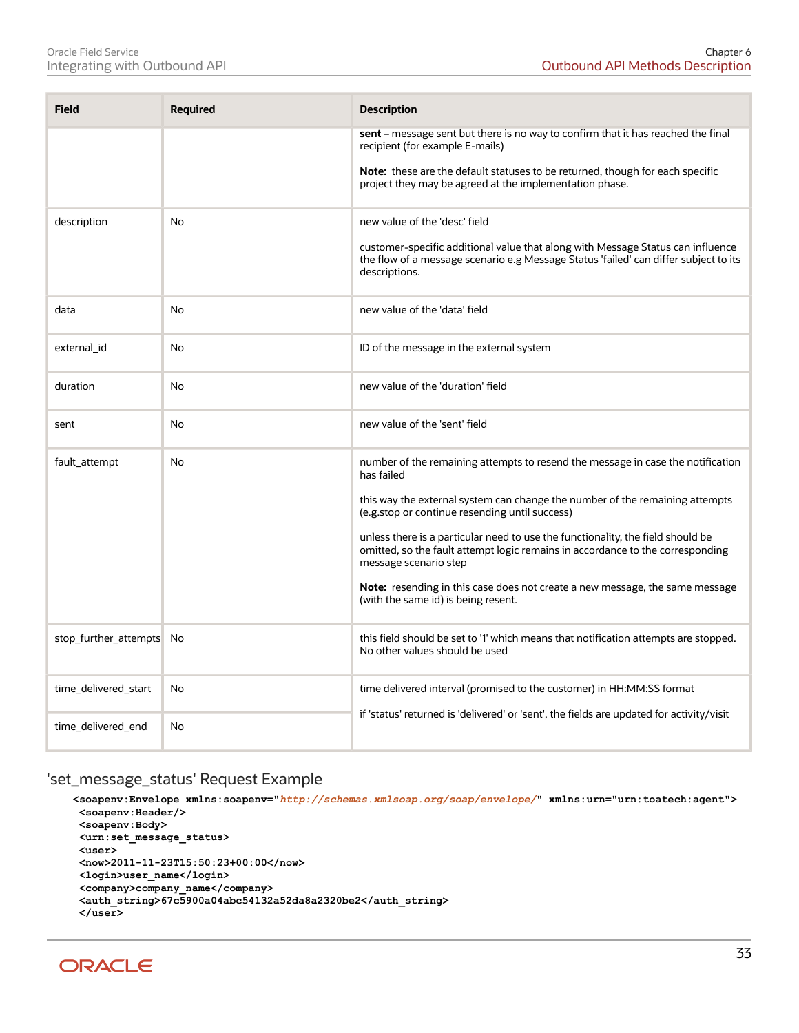| Field | Required | Description |
| --- | --- | --- |
| | | **sent** – message sent but there is no way to confirm that it has reached the final recipient (for example E-mails)<br><br>**Note:** these are the default statuses to be returned, though for each specific project they may be agreed at the implementation phase. |
| description | No | new value of the 'desc' field<br><br>customer-specific additional value that along with Message Status can influence the flow of a message scenario e.g Message Status 'failed' can differ subject to its descriptions. |
| data | No | new value of the 'data' field |
| external_id | No | ID of the message in the external system |
| duration | No | new value of the 'duration' field |
| sent | No | new value of the 'sent' field |
| fault_attempt | No | number of the remaining attempts to resend the message in case the notification has failed<br><br>this way the external system can change the number of the remaining attempts (e.g.stop or continue resending until success)<br><br>unless there is a particular need to use the functionality, the field should be omitted, so the fault attempt logic remains in accordance to the corresponding message scenario step<br><br>**Note:** resending in this case does not create a new message, the same message (with the same id) is being resent. |
| stop_further_attempts | No | this field should be set to '1' which means that notification attempts are stopped. No other values should be used |
| time_delivered_start | No | time delivered interval (promised to the customer) in HH:MM:SS format<br><br>if 'status' returned is 'delivered' or 'sent', the fields are updated for activity/visit |
| time_delivered_end | No | |

## 'set_message_status' Request Example

```
<soapenv:Envelope xmlns:soapenv="http://schemas.xmlsoap.org/soap/envelope/" xmlns:urn="urn:toatech:agent">
 <soapenv:Header/>
 <soapenv:Body>
 <urn:set_message_status>
 <user>
 <now>2011-11-23T15:50:23+00:00</now>
 <login>user_name</login>
 <company>company_name</company>
 <auth_string>67c5900a04abc54132a52da8a2320be2</auth_string>
 </user>
```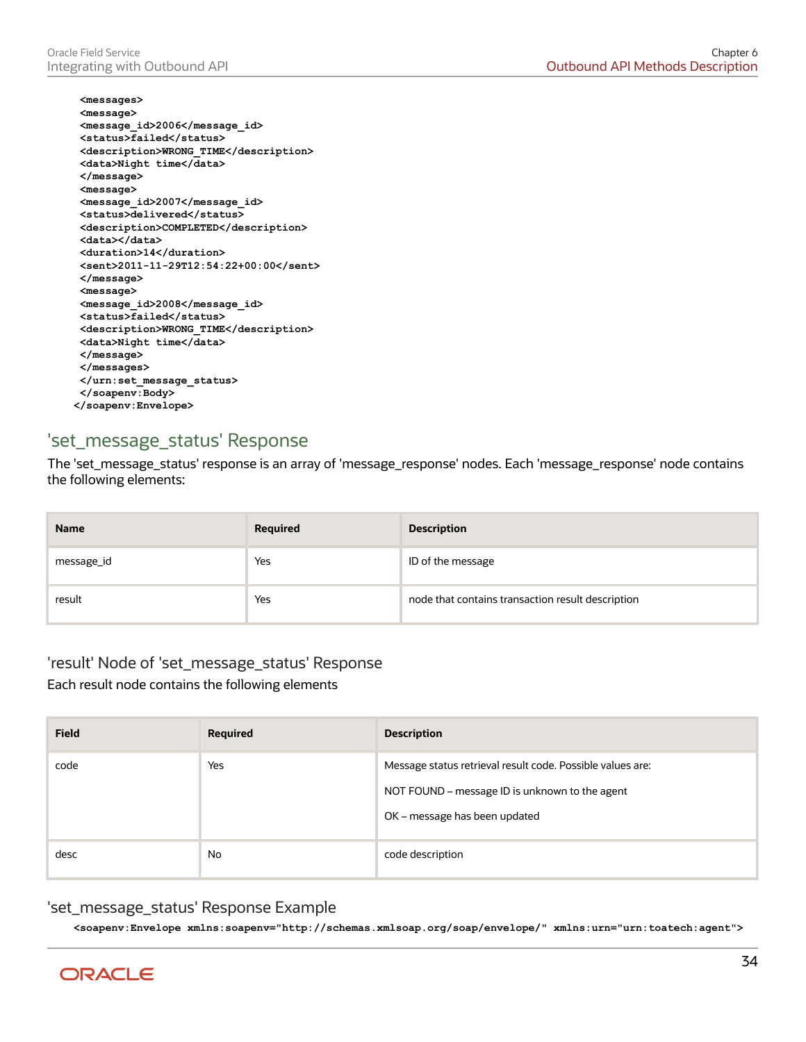```
<messages>
<message>
<message_id>2006</message_id>
<status>failed</status>
<description>WRONG_TIME</description>
<data>Night time</data>
</message>
<message>
<message_id>2007</message_id>
<status>delivered</status>
<description>COMPLETED</description>
<data></data>
<duration>14</duration>
<sent>2011-11-29T12:54:22+00:00</sent>
</message>
<message>
<message_id>2008</message_id>
<status>failed</status>
<description>WRONG_TIME</description>
<data>Night time</data>
</message>
</messages>
</urn:set_message_status>
</soapenv:Body>
</soapenv:Envelope>
```

## 'set_message_status' Response

The 'set_message_status' response is an array of 'message_response' nodes. Each 'message_response' node contains the following elements:

| Name | Required | Description |
| --- | --- | --- |
| message_id | Yes | ID of the message |
| result | Yes | node that contains transaction result description |

### 'result' Node of 'set_message_status' Response

Each result node contains the following elements

| Field | Required | Description |
| --- | --- | --- |
| code | Yes | Message status retrieval result code. Possible values are:<br><br>NOT FOUND – message ID is unknown to the agent<br><br>OK – message has been updated |
| desc | No | code description |

### 'set_message_status' Response Example

```
<soapenv:Envelope xmlns:soapenv="http://schemas.xmlsoap.org/soap/envelope/" xmlns:urn="urn:toatech:agent">
```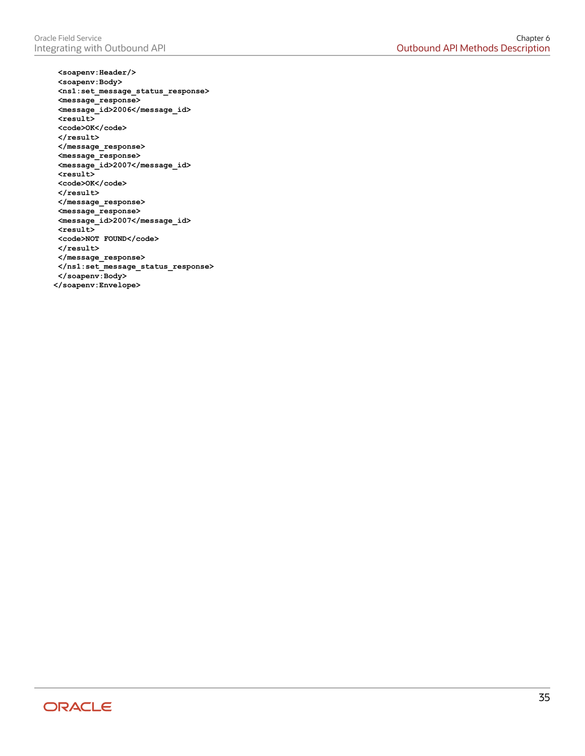```
  <soapenv:Header/>
  <soapenv:Body>
  <ns1:set_message_status_response>
  <message_response>
  <message_id>2006</message_id>
  <result>
  <code>OK</code>
  </result>
  </message_response>
  <message_response>
  <message_id>2007</message_id>
  <result>
  <code>OK</code>
  </result>
  </message_response>
  <message_response>
  <message_id>2007</message_id>
  <result>
  <code>NOT FOUND</code>
  </result>
  </message_response>
  </ns1:set_message_status_response>
  </soapenv:Body>
</soapenv:Envelope>
```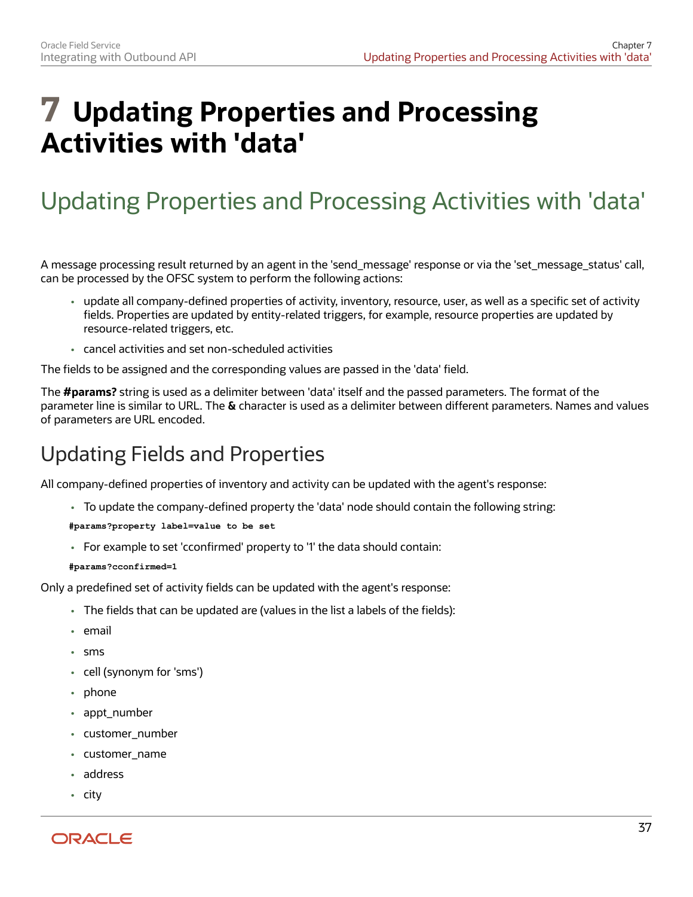# 7 Updating Properties and Processing Activities with 'data'

## Updating Properties and Processing Activities with 'data'

A message processing result returned by an agent in the 'send_message' response or via the 'set_message_status' call, can be processed by the OFSC system to perform the following actions:

- update all company-defined properties of activity, inventory, resource, user, as well as a specific set of activity fields. Properties are updated by entity-related triggers, for example, resource properties are updated by resource-related triggers, etc.
- cancel activities and set non-scheduled activities

The fields to be assigned and the corresponding values are passed in the 'data' field.

The **#params?** string is used as a delimiter between 'data' itself and the passed parameters. The format of the parameter line is similar to URL. The **&** character is used as a delimiter between different parameters. Names and values of parameters are URL encoded.

### Updating Fields and Properties

All company-defined properties of inventory and activity can be updated with the agent's response:

- To update the company-defined property the 'data' node should contain the following string:

```
#params?property label=value to be set
```

- For example to set 'cconfirmed' property to '1' the data should contain:

```
#params?cconfirmed=1
```

Only a predefined set of activity fields can be updated with the agent's response:

- The fields that can be updated are (values in the list a labels of the fields):
- email
- sms
- cell (synonym for 'sms')
- phone
- appt_number
- customer_number
- customer_name
- address
- city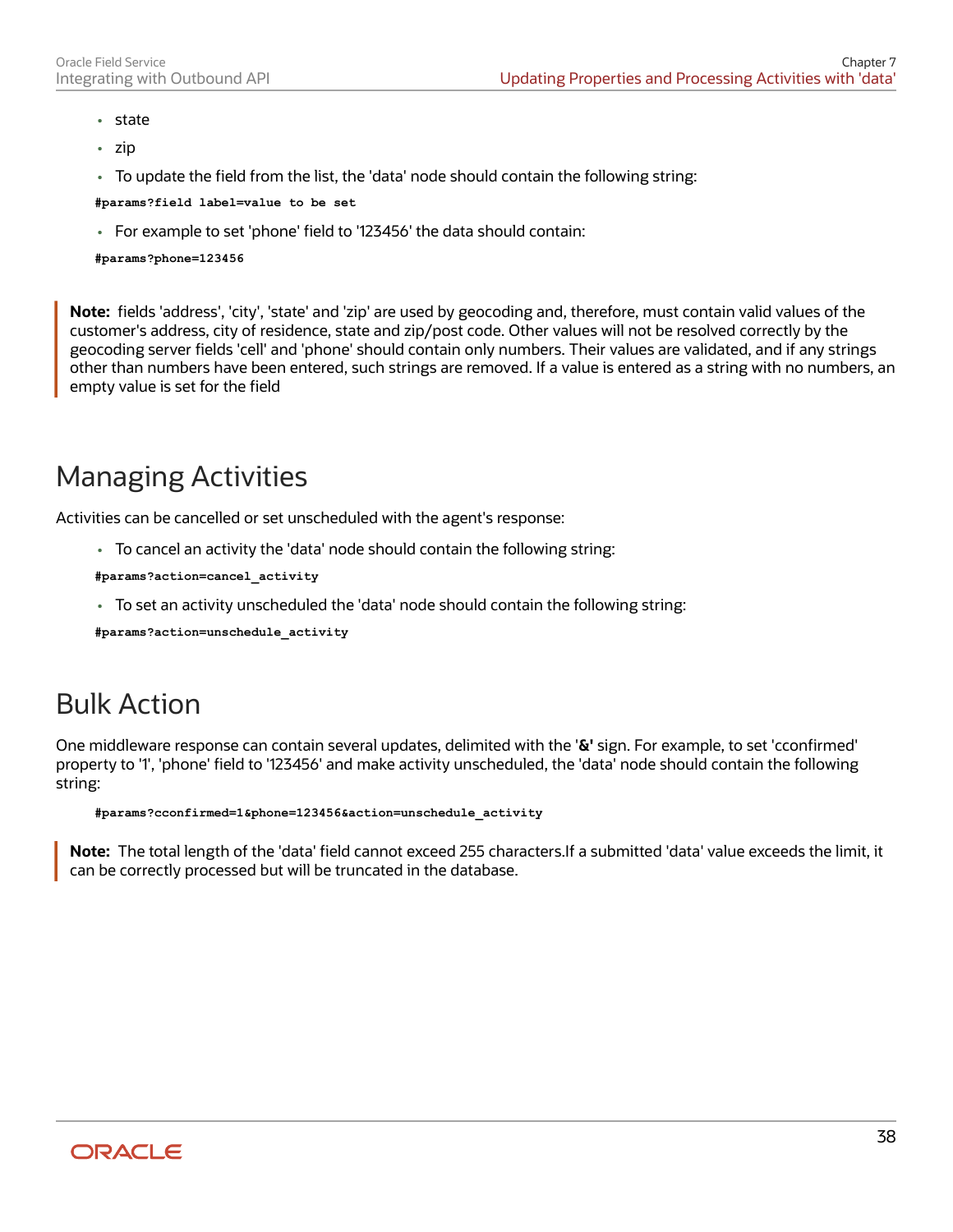- state
- zip
- To update the field from the list, the 'data' node should contain the following string:

```
#params?field label=value to be set
```

- For example to set 'phone' field to '123456' the data should contain:

```
#params?phone=123456
```

> **Note:** fields 'address', 'city', 'state' and 'zip' are used by geocoding and, therefore, must contain valid values of the customer's address, city of residence, state and zip/post code. Other values will not be resolved correctly by the geocoding server fields 'cell' and 'phone' should contain only numbers. Their values are validated, and if any strings other than numbers have been entered, such strings are removed. If a value is entered as a string with no numbers, an empty value is set for the field

## Managing Activities

Activities can be cancelled or set unscheduled with the agent's response:

- To cancel an activity the 'data' node should contain the following string:

```
#params?action=cancel_activity
```

- To set an activity unscheduled the 'data' node should contain the following string:

```
#params?action=unschedule_activity
```

## Bulk Action

One middleware response can contain several updates, delimited with the **'&'** sign. For example, to set 'cconfirmed' property to '1', 'phone' field to '123456' and make activity unscheduled, the 'data' node should contain the following string:

```
#params?cconfirmed=1&phone=123456&action=unschedule_activity
```

> **Note:** The total length of the 'data' field cannot exceed 255 characters.If a submitted 'data' value exceeds the limit, it can be correctly processed but will be truncated in the database.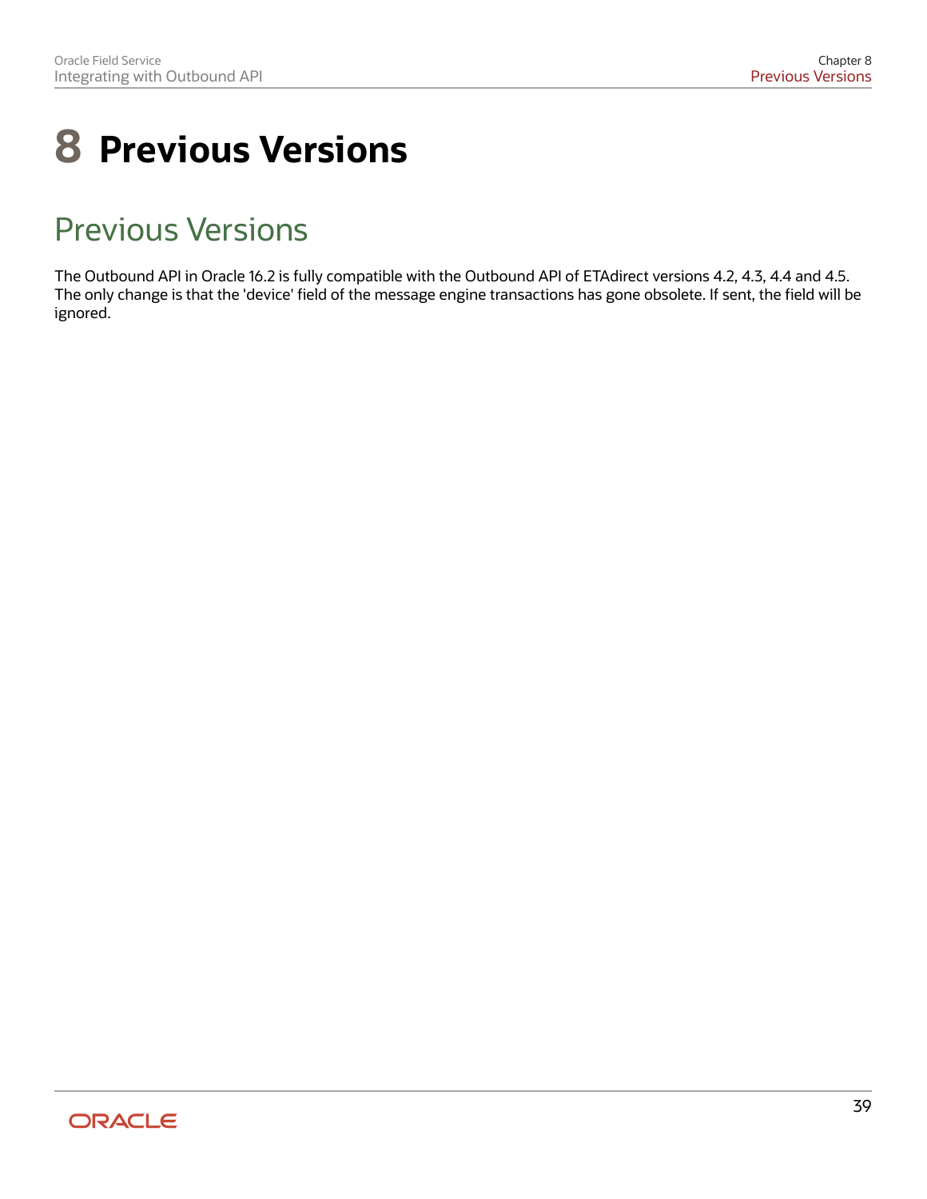# 8 Previous Versions

## Previous Versions

The Outbound API in Oracle 16.2 is fully compatible with the Outbound API of ETAdirect versions 4.2, 4.3, 4.4 and 4.5. The only change is that the 'device' field of the message engine transactions has gone obsolete. If sent, the field will be ignored.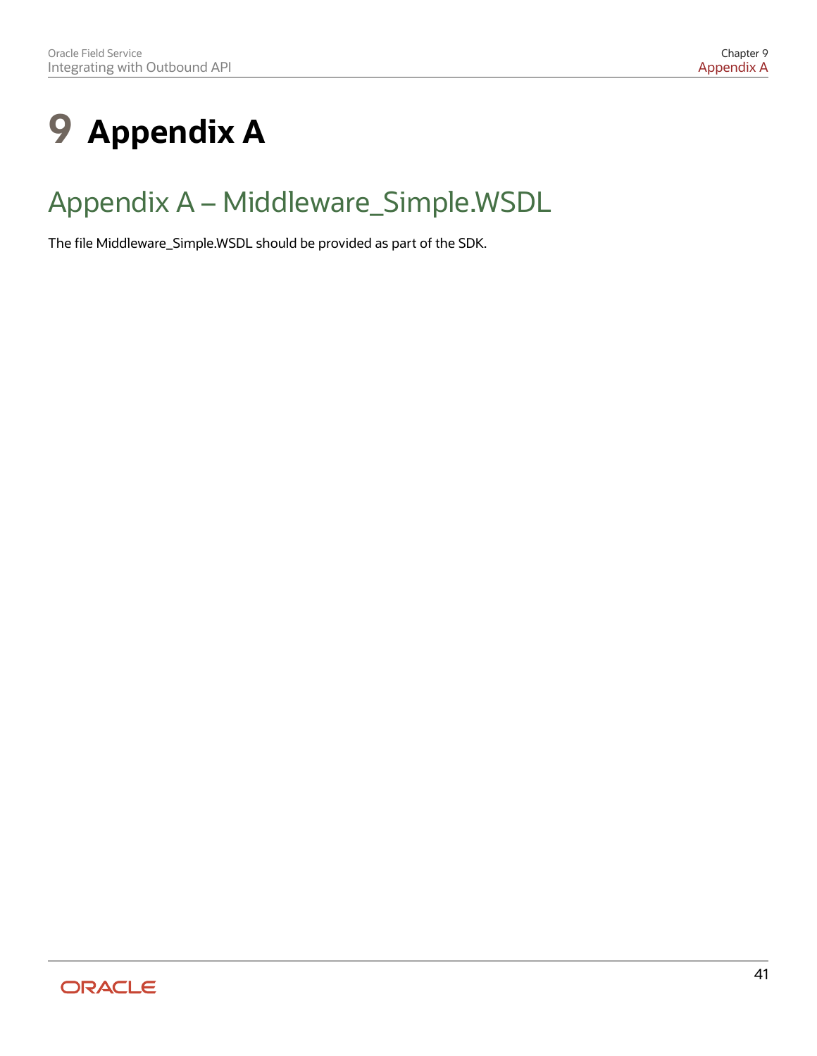# 9 Appendix A

## Appendix A – Middleware_Simple.WSDL

The file Middleware_Simple.WSDL should be provided as part of the SDK.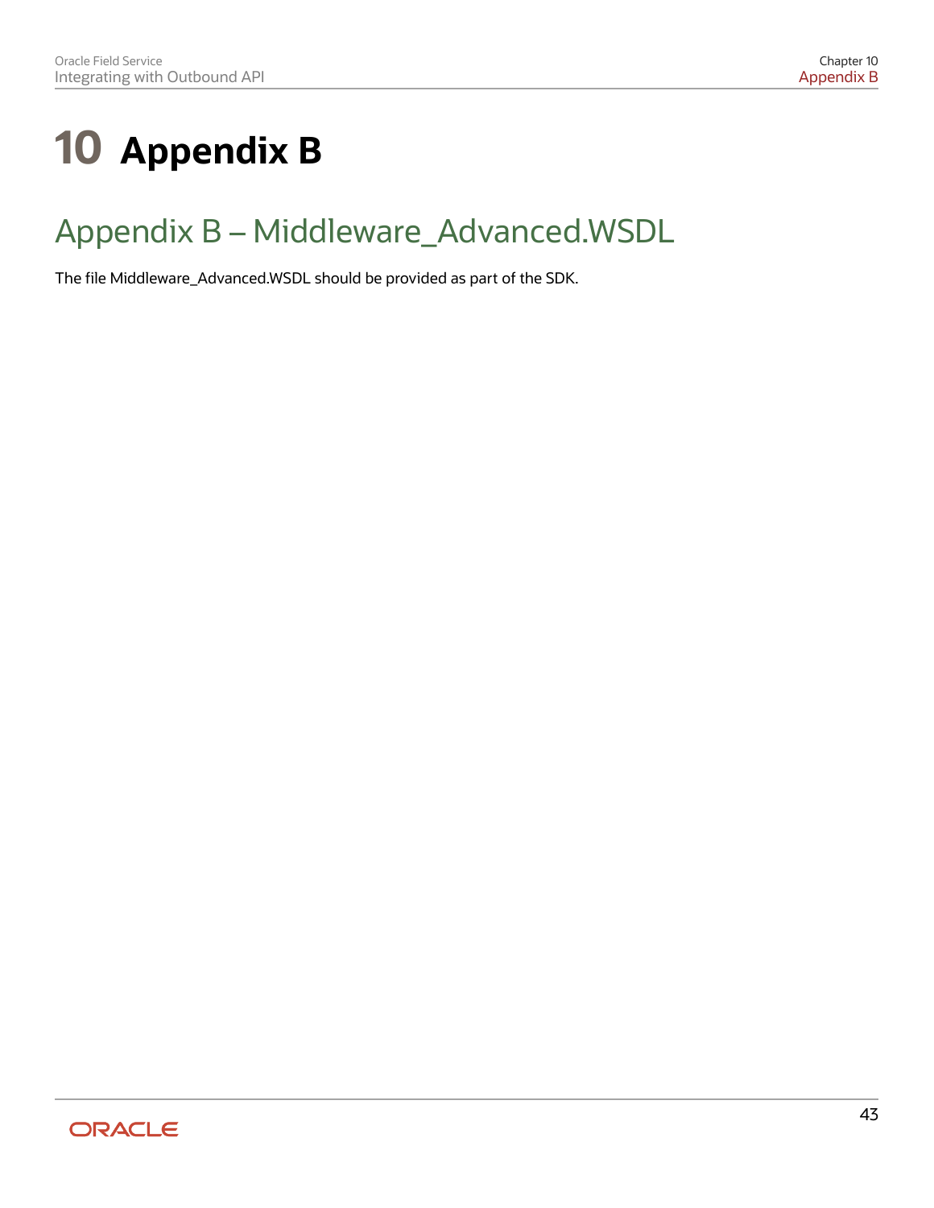# 10 Appendix B

## Appendix B – Middleware_Advanced.WSDL

The file Middleware_Advanced.WSDL should be provided as part of the SDK.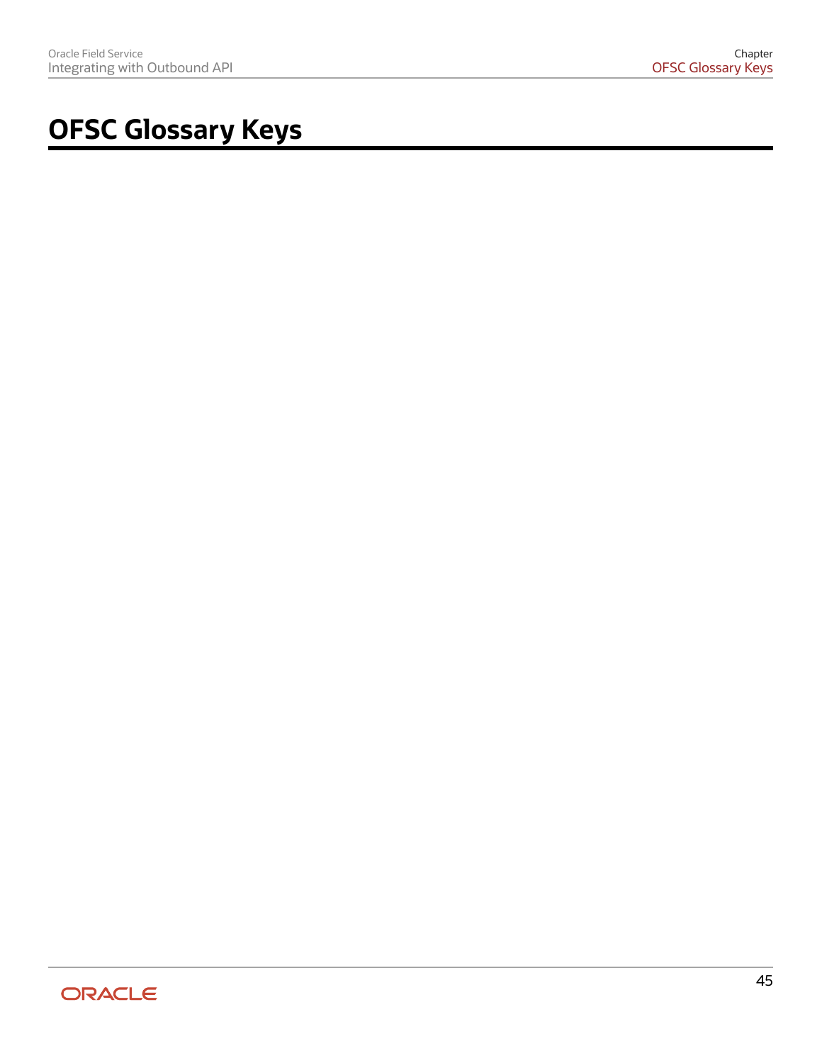# OFSC Glossary Keys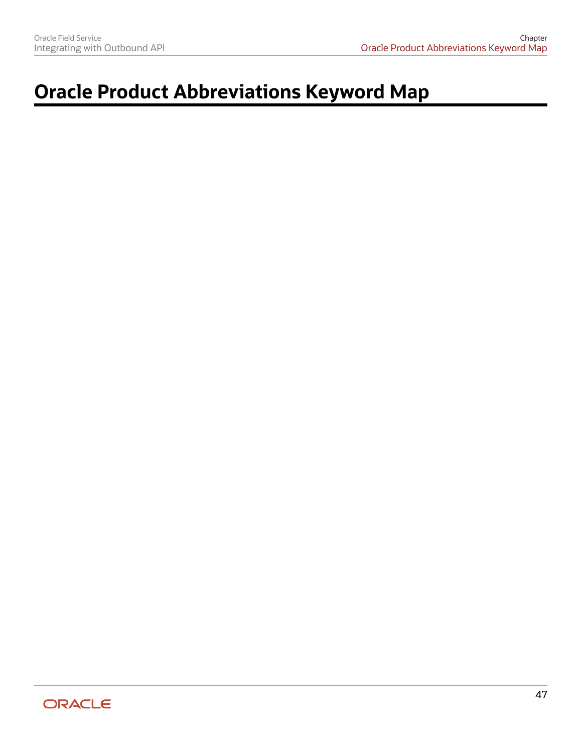# Oracle Product Abbreviations Keyword Map